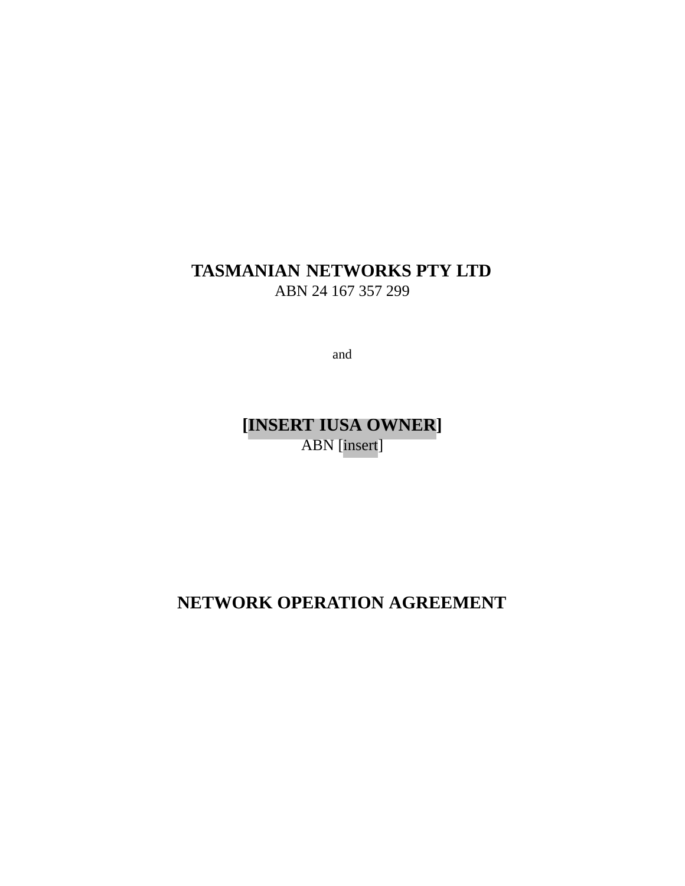**TASMANIAN NETWORKS PTY LTD**
ABN 24 167 357 299

and

**[INSERT IUSA OWNER]**
ABN [insert]

# NETWORK OPERATION AGREEMENT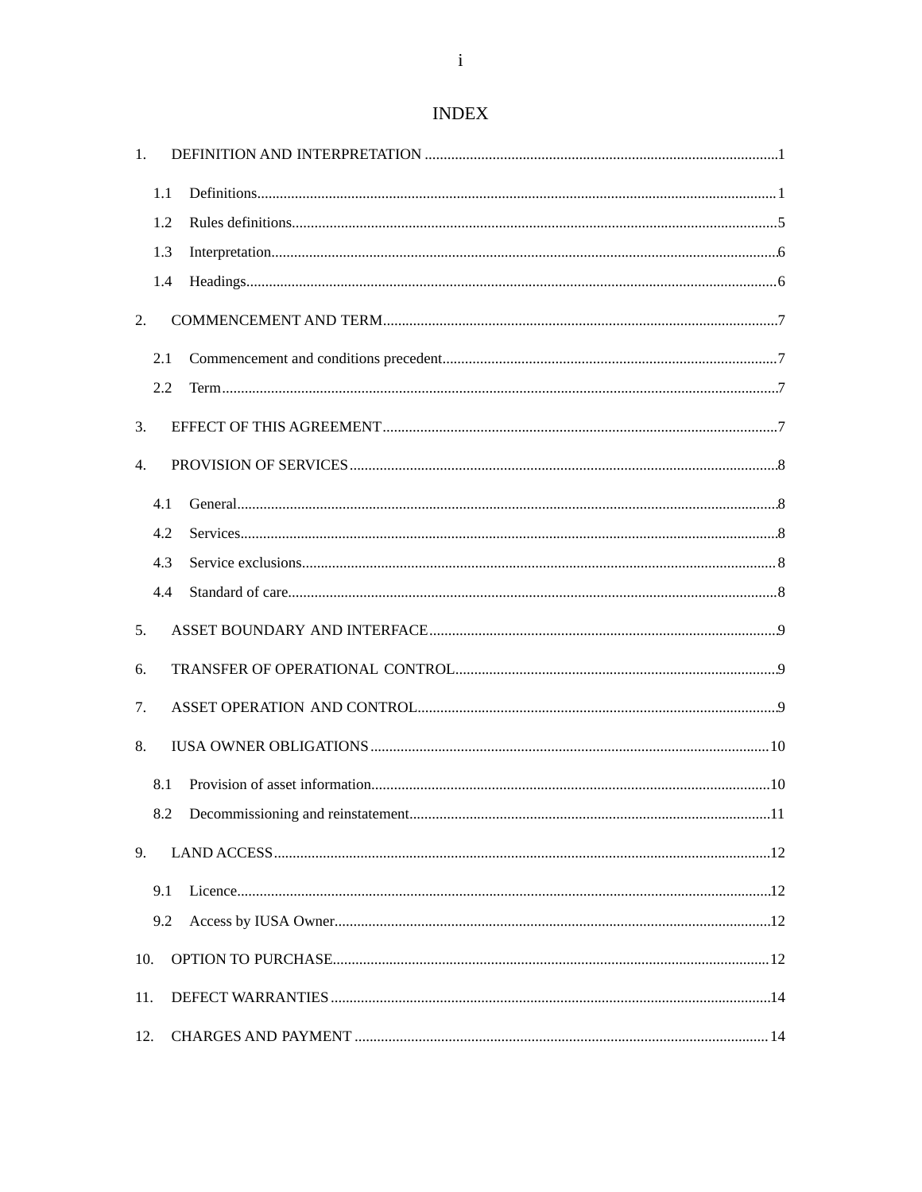# INDEX

1. DEFINITION AND INTERPRETATION ....................................................................................1
   - 1.1 Definitions....................................................................................................................1
   - 1.2 Rules definitions...........................................................................................................5
   - 1.3 Interpretation.................................................................................................................6
   - 1.4 Headings.......................................................................................................................6
2. COMMENCEMENT AND TERM..............................................................................................7
   - 2.1 Commencement and conditions precedent...................................................................7
   - 2.2 Term.............................................................................................................................7
3. EFFECT OF THIS AGREEMENT..............................................................................................7
4. PROVISION OF SERVICES.......................................................................................................8
   - 4.1 General..........................................................................................................................8
   - 4.2 Services.........................................................................................................................8
   - 4.3 Service exclusions.........................................................................................................8
   - 4.4 Standard of care.............................................................................................................8
5. ASSET BOUNDARY AND INTERFACE....................................................................................9
6. TRANSFER OF OPERATIONAL CONTROL.............................................................................9
7. ASSET OPERATION AND CONTROL.......................................................................................9
8. IUSA OWNER OBLIGATIONS.................................................................................................10
   - 8.1 Provision of asset information......................................................................................10
   - 8.2 Decommissioning and reinstatement............................................................................11
9. LAND ACCESS...........................................................................................................................12
   - 9.1 Licence.........................................................................................................................12
   - 9.2 Access by IUSA Owner................................................................................................12
10. OPTION TO PURCHASE..........................................................................................................12
11. DEFECT WARRANTIES...........................................................................................................14
12. CHARGES AND PAYMENT.....................................................................................................14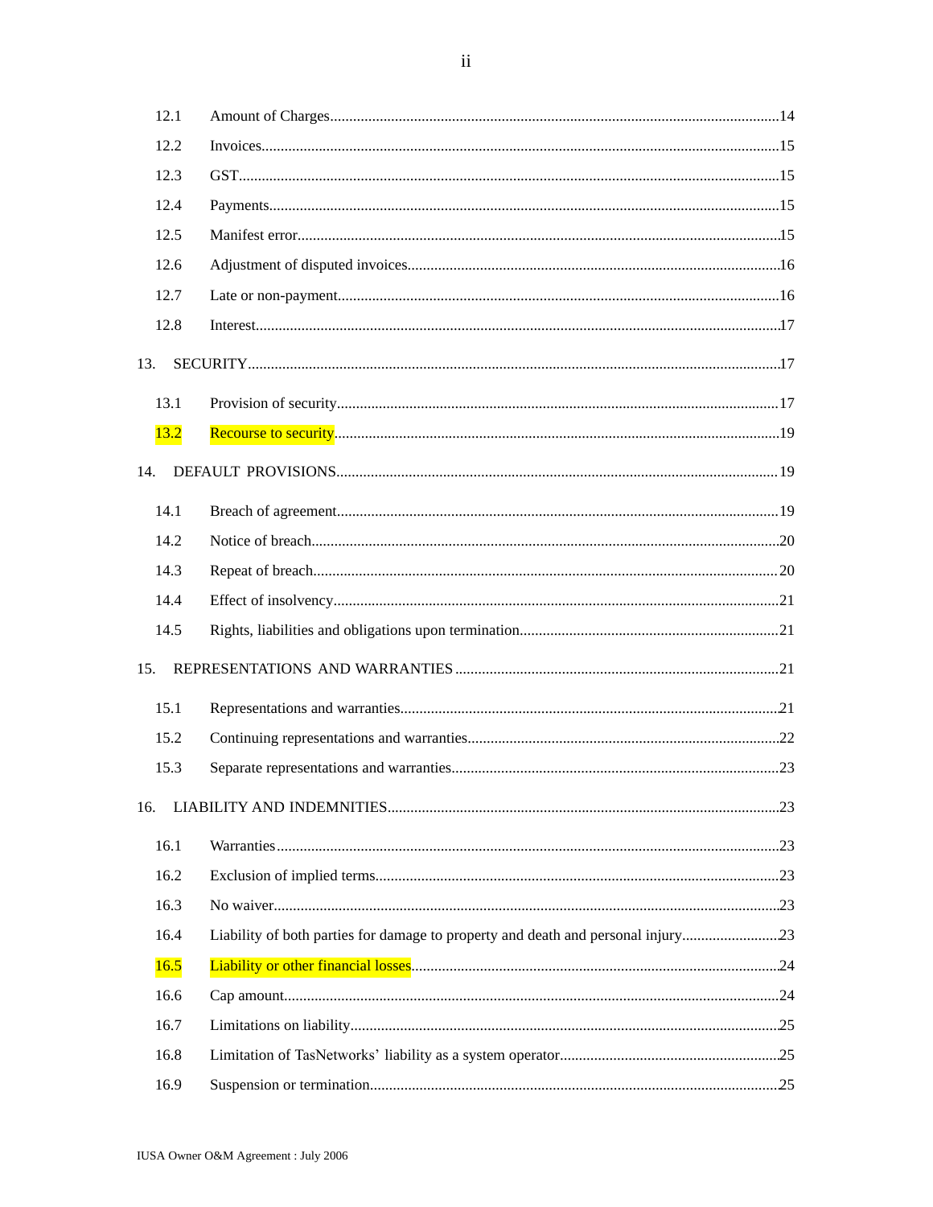12.1 Amount of Charges.....14

12.2 Invoices.....15

12.3 GST.....15

12.4 Payments.....15

12.5 Manifest error.....15

12.6 Adjustment of disputed invoices.....16

12.7 Late or non-payment.....16

12.8 Interest.....17

13. SECURITY.....17

13.1 Provision of security.....17

13.2 Recourse to security.....19

14. DEFAULT PROVISIONS.....19

14.1 Breach of agreement.....19

14.2 Notice of breach.....20

14.3 Repeat of breach.....20

14.4 Effect of insolvency.....21

14.5 Rights, liabilities and obligations upon termination.....21

15. REPRESENTATIONS AND WARRANTIES.....21

15.1 Representations and warranties.....21

15.2 Continuing representations and warranties.....22

15.3 Separate representations and warranties.....23

16. LIABILITY AND INDEMNITIES.....23

16.1 Warranties.....23

16.2 Exclusion of implied terms.....23

16.3 No waiver.....23

16.4 Liability of both parties for damage to property and death and personal injury.....23

16.5 Liability or other financial losses.....24

16.6 Cap amount.....24

16.7 Limitations on liability.....25

16.8 Limitation of TasNetworks' liability as a system operator.....25

16.9 Suspension or termination.....25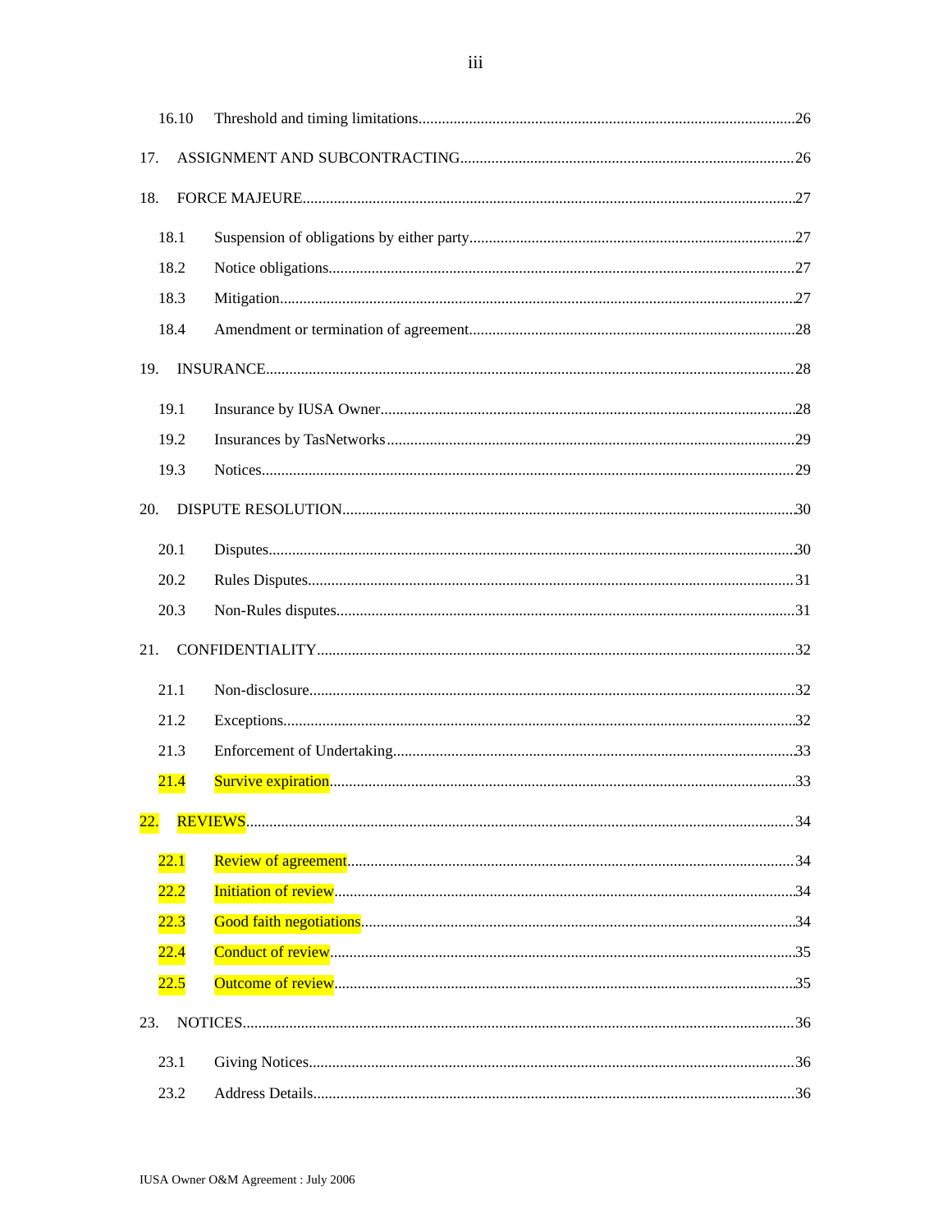16.10 Threshold and timing limitations....................26

17. ASSIGNMENT AND SUBCONTRACTING....................26

18. FORCE MAJEURE....................27

18.1 Suspension of obligations by either party....................27

18.2 Notice obligations....................27

18.3 Mitigation....................27

18.4 Amendment or termination of agreement....................28

19. INSURANCE....................28

19.1 Insurance by IUSA Owner....................28

19.2 Insurances by TasNetworks....................29

19.3 Notices....................29

20. DISPUTE RESOLUTION....................30

20.1 Disputes....................30

20.2 Rules Disputes....................31

20.3 Non-Rules disputes....................31

21. CONFIDENTIALITY....................32

21.1 Non-disclosure....................32

21.2 Exceptions....................32

21.3 Enforcement of Undertaking....................33

21.4 Survive expiration....................33

22. REVIEWS....................34

22.1 Review of agreement....................34

22.2 Initiation of review....................34

22.3 Good faith negotiations....................34

22.4 Conduct of review....................35

22.5 Outcome of review....................35

23. NOTICES....................36

23.1 Giving Notices....................36

23.2 Address Details....................36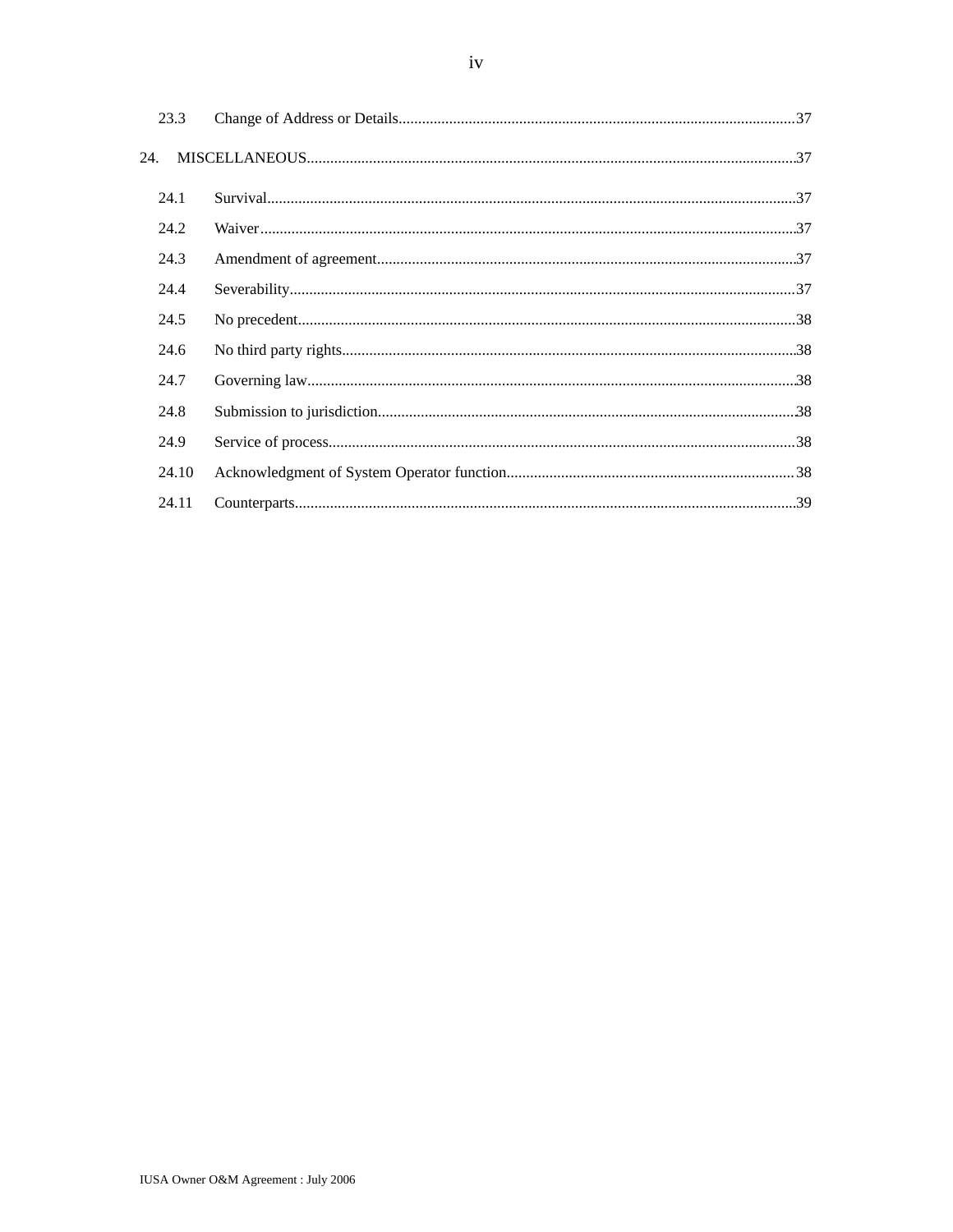| | | |
|---|---|---|
| 23.3 | Change of Address or Details | 37 |
| 24. | MISCELLANEOUS | 37 |
| 24.1 | Survival | 37 |
| 24.2 | Waiver | 37 |
| 24.3 | Amendment of agreement | 37 |
| 24.4 | Severability | 37 |
| 24.5 | No precedent | 38 |
| 24.6 | No third party rights | 38 |
| 24.7 | Governing law | 38 |
| 24.8 | Submission to jurisdiction | 38 |
| 24.9 | Service of process | 38 |
| 24.10 | Acknowledgment of System Operator function | 38 |
| 24.11 | Counterparts | 39 |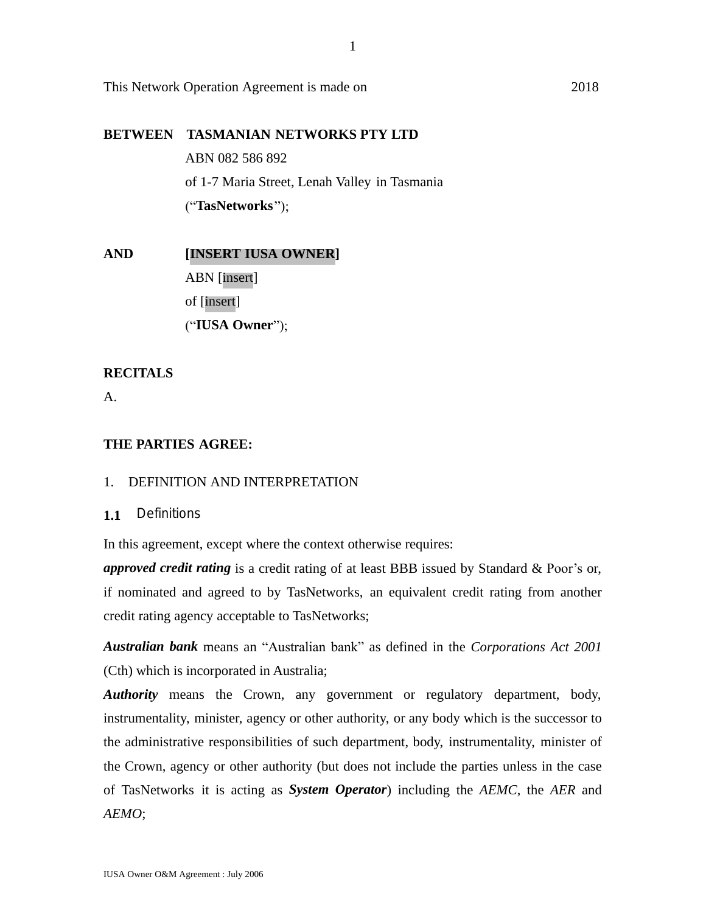This Network Operation Agreement is made on 2018

**BETWEEN** **TASMANIAN NETWORKS PTY LTD**
ABN 082 586 892
of 1-7 Maria Street, Lenah Valley in Tasmania
("**TasNetworks**");

**AND** **[INSERT IUSA OWNER]**
ABN [insert]
of [insert]
("**IUSA Owner**");

**RECITALS**

A.

**THE PARTIES AGREE:**

1. DEFINITION AND INTERPRETATION

### 1.1 Definitions

In this agreement, except where the context otherwise requires:

***approved credit rating*** is a credit rating of at least BBB issued by Standard & Poor's or, if nominated and agreed to by TasNetworks, an equivalent credit rating from another credit rating agency acceptable to TasNetworks;

***Australian bank*** means an "Australian bank" as defined in the *Corporations Act 2001* (Cth) which is incorporated in Australia;

***Authority*** means the Crown, any government or regulatory department, body, instrumentality, minister, agency or other authority, or any body which is the successor to the administrative responsibilities of such department, body, instrumentality, minister of the Crown, agency or other authority (but does not include the parties unless in the case of TasNetworks it is acting as ***System Operator***) including the *AEMC*, the *AER* and *AEMO*;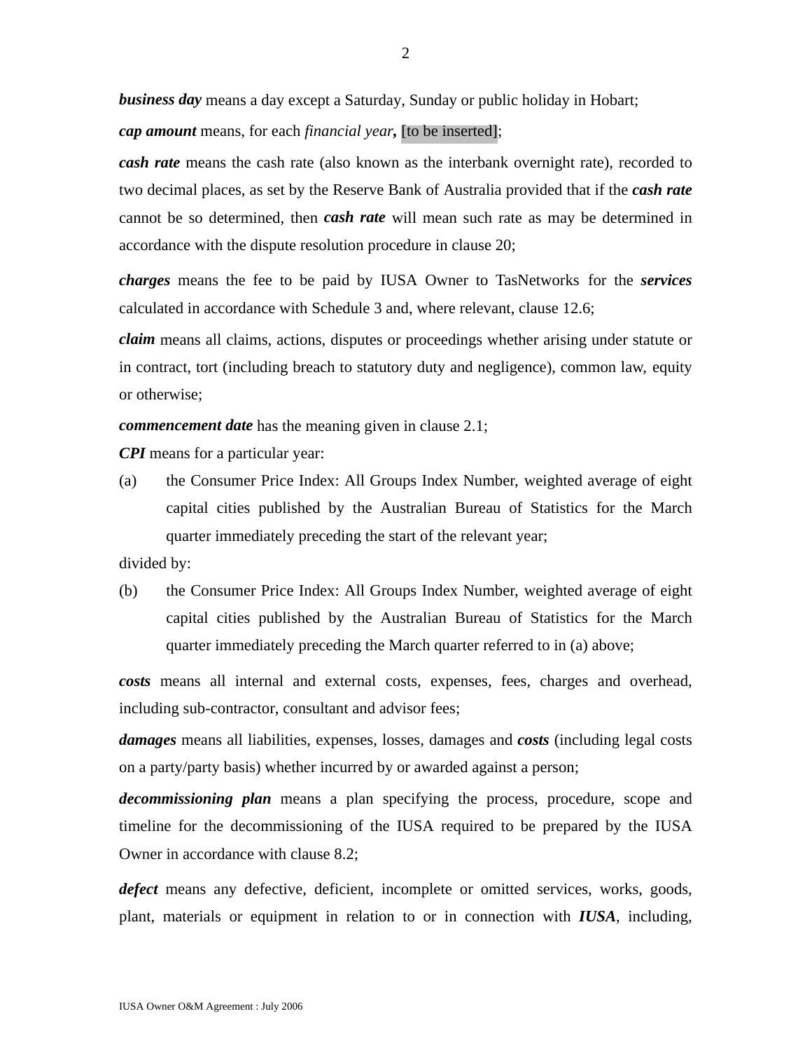***business day*** means a day except a Saturday, Sunday or public holiday in Hobart;

***cap amount*** means, for each *financial year*, [to be inserted];

***cash rate*** means the cash rate (also known as the interbank overnight rate), recorded to two decimal places, as set by the Reserve Bank of Australia provided that if the ***cash rate*** cannot be so determined, then ***cash rate*** will mean such rate as may be determined in accordance with the dispute resolution procedure in clause 20;

***charges*** means the fee to be paid by IUSA Owner to TasNetworks for the ***services*** calculated in accordance with Schedule 3 and, where relevant, clause 12.6;

***claim*** means all claims, actions, disputes or proceedings whether arising under statute or in contract, tort (including breach to statutory duty and negligence), common law, equity or otherwise;

***commencement date*** has the meaning given in clause 2.1;

***CPI*** means for a particular year:

(a) the Consumer Price Index: All Groups Index Number, weighted average of eight capital cities published by the Australian Bureau of Statistics for the March quarter immediately preceding the start of the relevant year;

divided by:

(b) the Consumer Price Index: All Groups Index Number, weighted average of eight capital cities published by the Australian Bureau of Statistics for the March quarter immediately preceding the March quarter referred to in (a) above;

***costs*** means all internal and external costs, expenses, fees, charges and overhead, including sub-contractor, consultant and advisor fees;

***damages*** means all liabilities, expenses, losses, damages and ***costs*** (including legal costs on a party/party basis) whether incurred by or awarded against a person;

***decommissioning plan*** means a plan specifying the process, procedure, scope and timeline for the decommissioning of the IUSA required to be prepared by the IUSA Owner in accordance with clause 8.2;

***defect*** means any defective, deficient, incomplete or omitted services, works, goods, plant, materials or equipment in relation to or in connection with ***IUSA***, including,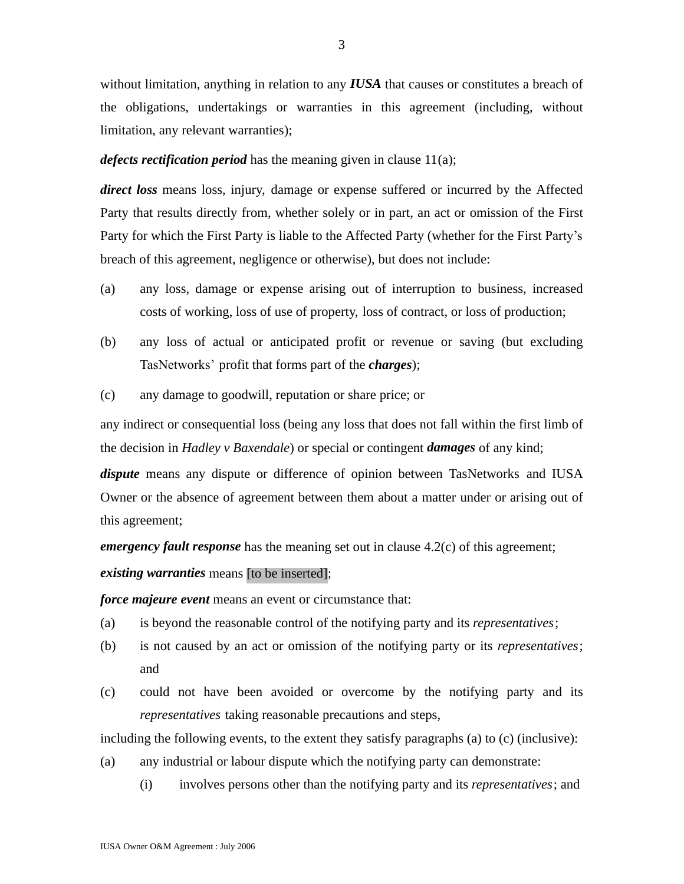without limitation, anything in relation to any ***IUSA*** that causes or constitutes a breach of the obligations, undertakings or warranties in this agreement (including, without limitation, any relevant warranties);

***defects rectification period*** has the meaning given in clause 11(a);

***direct loss*** means loss, injury, damage or expense suffered or incurred by the Affected Party that results directly from, whether solely or in part, an act or omission of the First Party for which the First Party is liable to the Affected Party (whether for the First Party's breach of this agreement, negligence or otherwise), but does not include:

(a) any loss, damage or expense arising out of interruption to business, increased costs of working, loss of use of property, loss of contract, or loss of production;

(b) any loss of actual or anticipated profit or revenue or saving (but excluding TasNetworks' profit that forms part of the ***charges***);

(c) any damage to goodwill, reputation or share price; or

any indirect or consequential loss (being any loss that does not fall within the first limb of the decision in *Hadley v Baxendale*) or special or contingent ***damages*** of any kind;

***dispute*** means any dispute or difference of opinion between TasNetworks and IUSA Owner or the absence of agreement between them about a matter under or arising out of this agreement;

***emergency fault response*** has the meaning set out in clause 4.2(c) of this agreement;

***existing warranties*** means [to be inserted];

***force majeure event*** means an event or circumstance that:

(a) is beyond the reasonable control of the notifying party and its *representatives*;

(b) is not caused by an act or omission of the notifying party or its *representatives*; and

(c) could not have been avoided or overcome by the notifying party and its *representatives* taking reasonable precautions and steps,

including the following events, to the extent they satisfy paragraphs (a) to (c) (inclusive):

(a) any industrial or labour dispute which the notifying party can demonstrate:

   (i) involves persons other than the notifying party and its *representatives*; and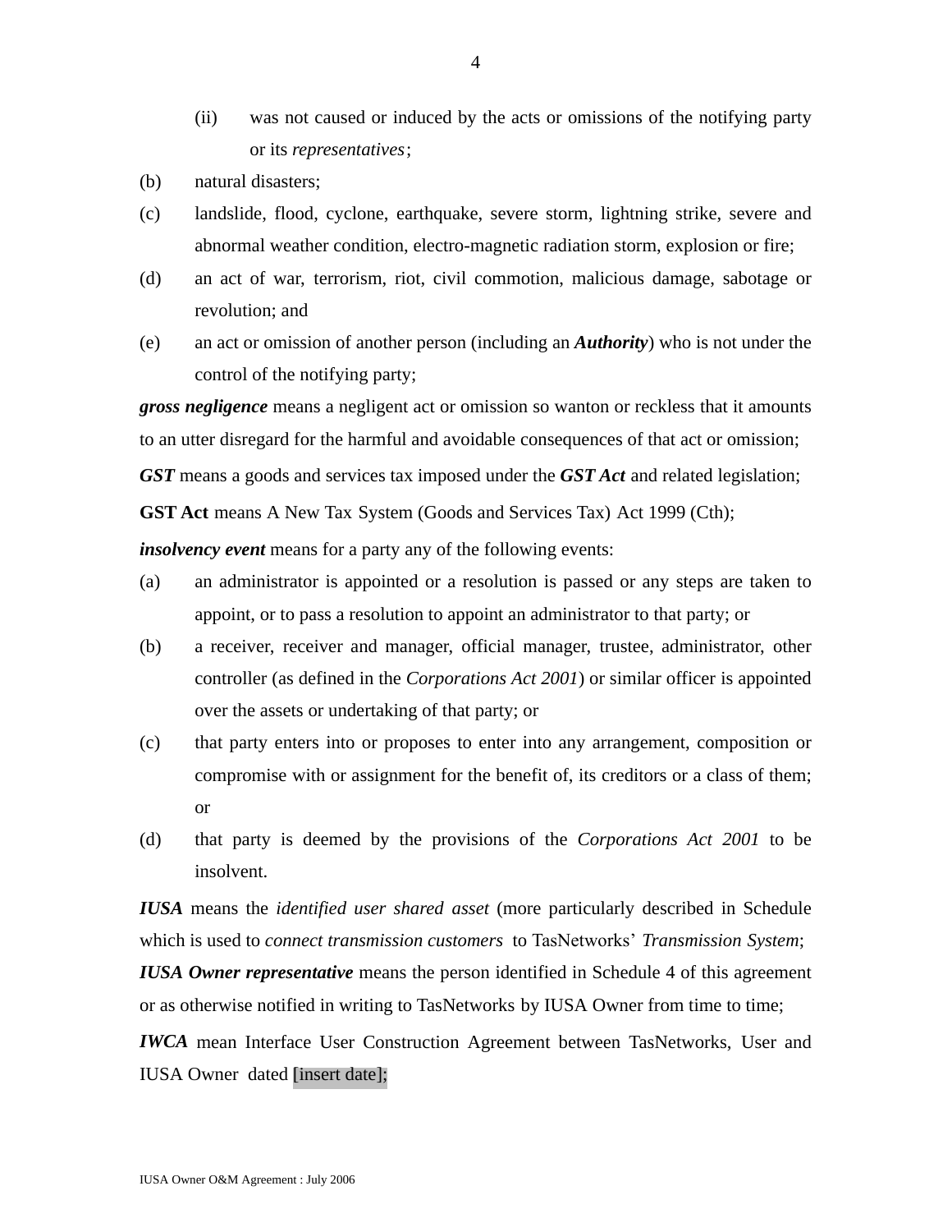(ii) was not caused or induced by the acts or omissions of the notifying party or its *representatives*;

(b) natural disasters;

(c) landslide, flood, cyclone, earthquake, severe storm, lightning strike, severe and abnormal weather condition, electro-magnetic radiation storm, explosion or fire;

(d) an act of war, terrorism, riot, civil commotion, malicious damage, sabotage or revolution; and

(e) an act or omission of another person (including an ***Authority***) who is not under the control of the notifying party;

***gross negligence*** means a negligent act or omission so wanton or reckless that it amounts to an utter disregard for the harmful and avoidable consequences of that act or omission;

***GST*** means a goods and services tax imposed under the ***GST Act*** and related legislation;

**GST Act** means A New Tax System (Goods and Services Tax) Act 1999 (Cth);

***insolvency event*** means for a party any of the following events:

(a) an administrator is appointed or a resolution is passed or any steps are taken to appoint, or to pass a resolution to appoint an administrator to that party; or

(b) a receiver, receiver and manager, official manager, trustee, administrator, other controller (as defined in the *Corporations Act 2001*) or similar officer is appointed over the assets or undertaking of that party; or

(c) that party enters into or proposes to enter into any arrangement, composition or compromise with or assignment for the benefit of, its creditors or a class of them; or

(d) that party is deemed by the provisions of the *Corporations Act 2001* to be insolvent.

***IUSA*** means the *identified user shared asset* (more particularly described in Schedule which is used to *connect transmission customers* to TasNetworks' *Transmission System*;

***IUSA Owner representative*** means the person identified in Schedule 4 of this agreement or as otherwise notified in writing to TasNetworks by IUSA Owner from time to time;

***IWCA*** mean Interface User Construction Agreement between TasNetworks, User and IUSA Owner dated [insert date];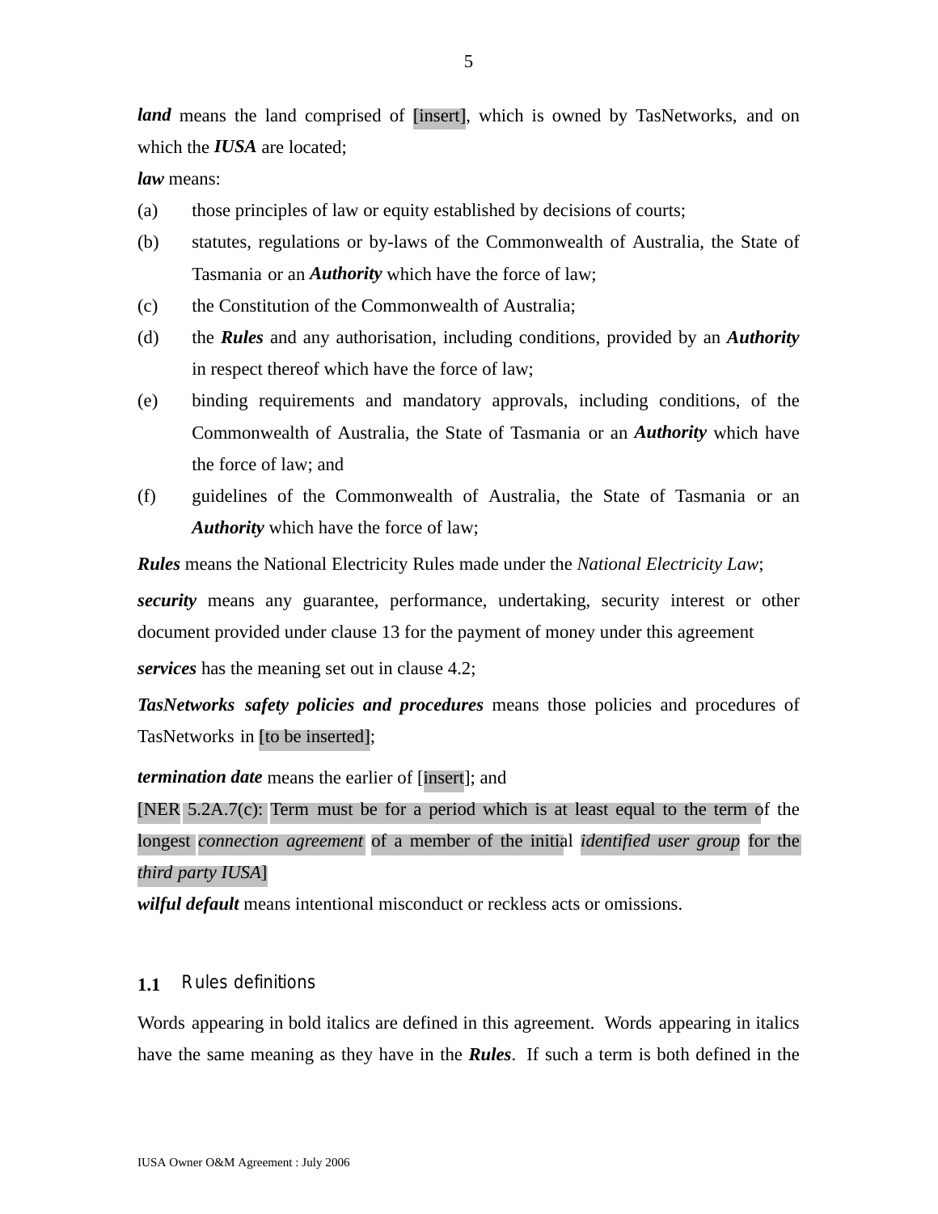***land*** means the land comprised of [insert], which is owned by TasNetworks, and on which the ***IUSA*** are located;

***law*** means:

(a) those principles of law or equity established by decisions of courts;

(b) statutes, regulations or by-laws of the Commonwealth of Australia, the State of Tasmania or an ***Authority*** which have the force of law;

(c) the Constitution of the Commonwealth of Australia;

(d) the ***Rules*** and any authorisation, including conditions, provided by an ***Authority*** in respect thereof which have the force of law;

(e) binding requirements and mandatory approvals, including conditions, of the Commonwealth of Australia, the State of Tasmania or an ***Authority*** which have the force of law; and

(f) guidelines of the Commonwealth of Australia, the State of Tasmania or an ***Authority*** which have the force of law;

***Rules*** means the National Electricity Rules made under the *National Electricity Law*;

***security*** means any guarantee, performance, undertaking, security interest or other document provided under clause 13 for the payment of money under this agreement

***services*** has the meaning set out in clause 4.2;

***TasNetworks safety policies and procedures*** means those policies and procedures of TasNetworks in [to be inserted];

***termination date*** means the earlier of [insert]; and

[NER 5.2A.7(c): Term must be for a period which is at least equal to the term of the longest *connection agreement* of a member of the initial *identified user group* for the *third party IUSA*]

***wilful default*** means intentional misconduct or reckless acts or omissions.

## 1.1 Rules definitions

Words appearing in bold italics are defined in this agreement. Words appearing in italics have the same meaning as they have in the ***Rules***. If such a term is both defined in the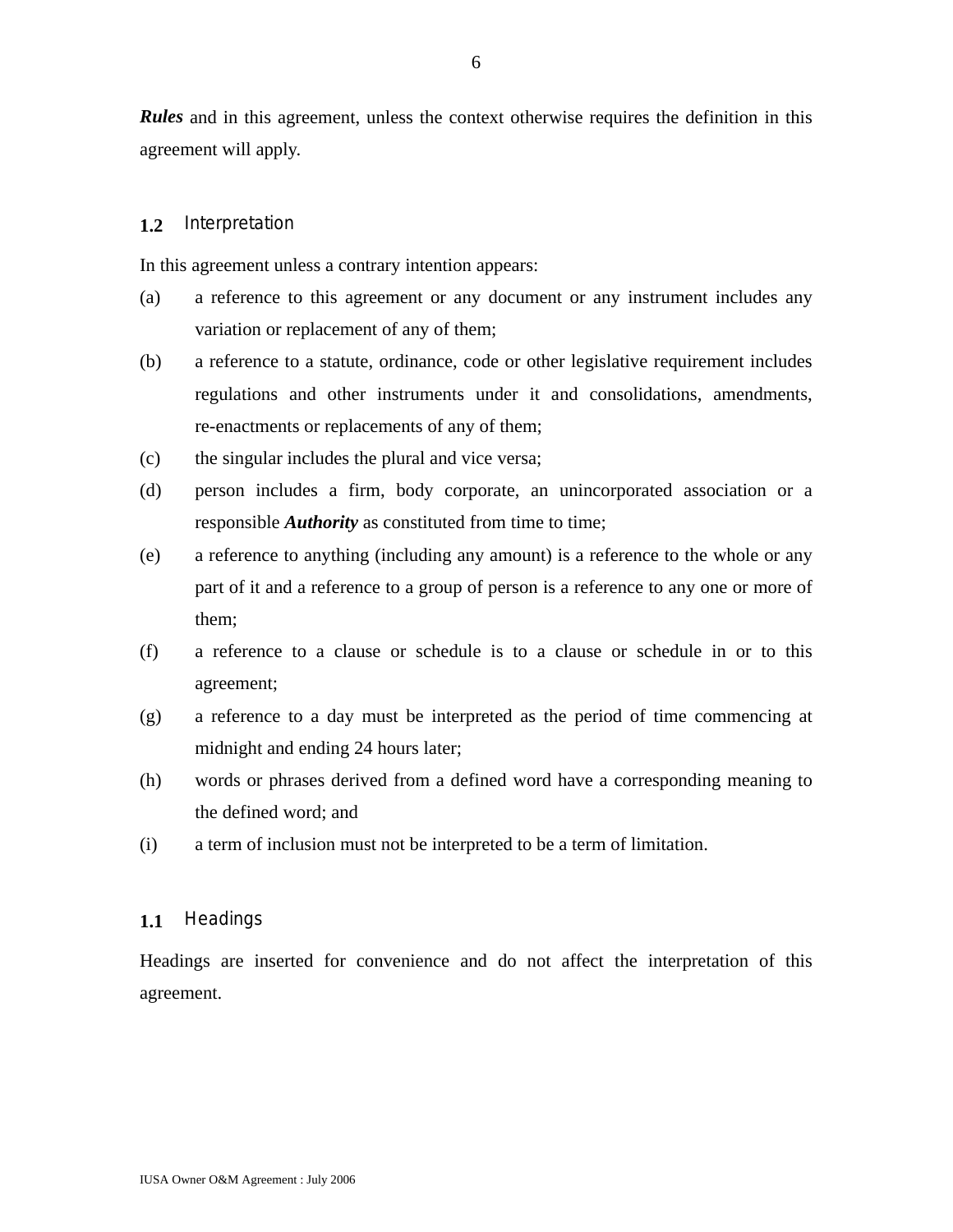***Rules*** and in this agreement, unless the context otherwise requires the definition in this agreement will apply.

### 1.2 Interpretation

In this agreement unless a contrary intention appears:

(a) a reference to this agreement or any document or any instrument includes any variation or replacement of any of them;

(b) a reference to a statute, ordinance, code or other legislative requirement includes regulations and other instruments under it and consolidations, amendments, re-enactments or replacements of any of them;

(c) the singular includes the plural and vice versa;

(d) person includes a firm, body corporate, an unincorporated association or a responsible ***Authority*** as constituted from time to time;

(e) a reference to anything (including any amount) is a reference to the whole or any part of it and a reference to a group of person is a reference to any one or more of them;

(f) a reference to a clause or schedule is to a clause or schedule in or to this agreement;

(g) a reference to a day must be interpreted as the period of time commencing at midnight and ending 24 hours later;

(h) words or phrases derived from a defined word have a corresponding meaning to the defined word; and

(i) a term of inclusion must not be interpreted to be a term of limitation.

### 1.1 Headings

Headings are inserted for convenience and do not affect the interpretation of this agreement.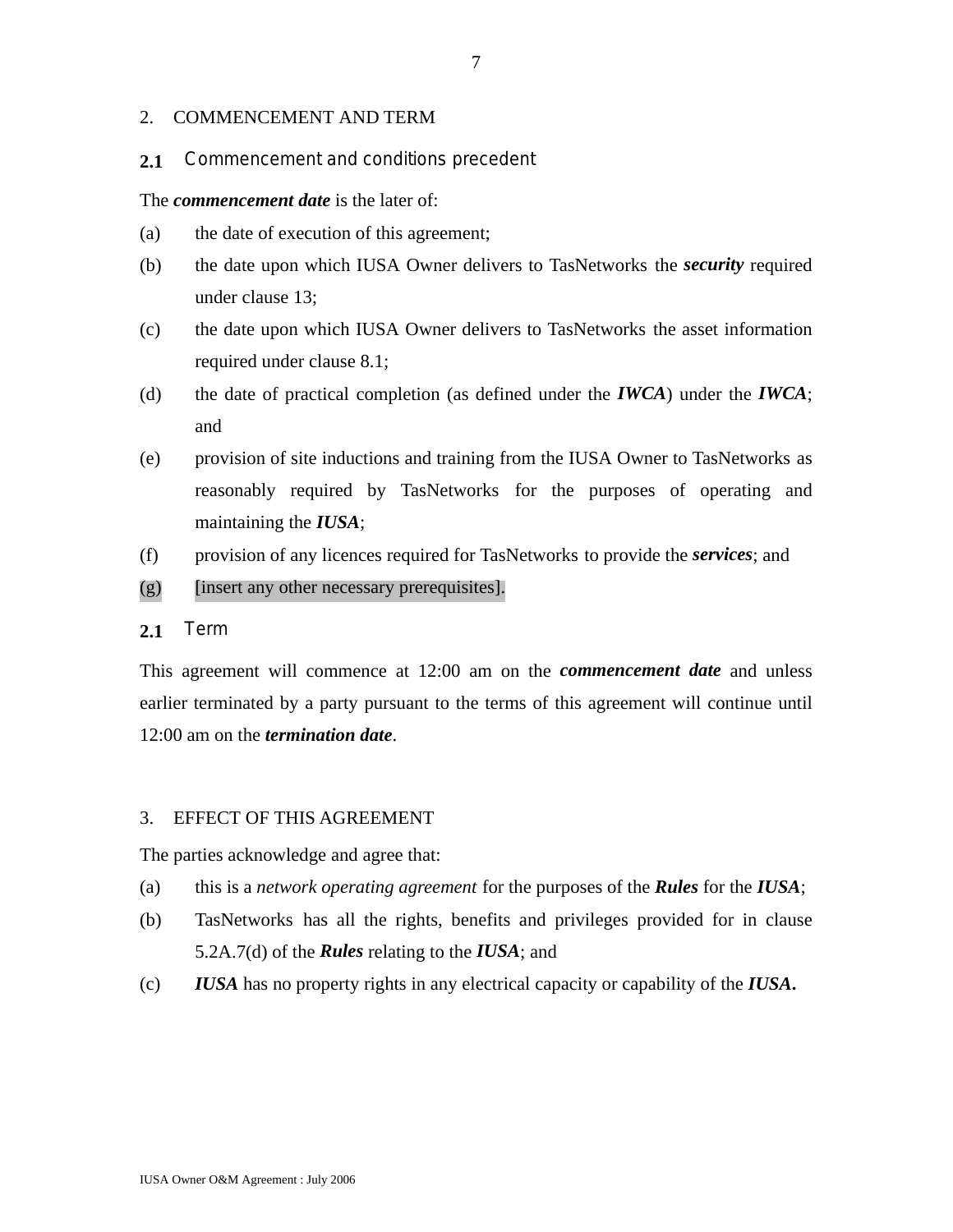## 2. COMMENCEMENT AND TERM

### 2.1 Commencement and conditions precedent

The ***commencement date*** is the later of:

(a) the date of execution of this agreement;

(b) the date upon which IUSA Owner delivers to TasNetworks the ***security*** required under clause 13;

(c) the date upon which IUSA Owner delivers to TasNetworks the asset information required under clause 8.1;

(d) the date of practical completion (as defined under the ***IWCA***) under the ***IWCA***; and

(e) provision of site inductions and training from the IUSA Owner to TasNetworks as reasonably required by TasNetworks for the purposes of operating and maintaining the ***IUSA***;

(f) provision of any licences required for TasNetworks to provide the ***services***; and

(g) [insert any other necessary prerequisites].

### 2.1 Term

This agreement will commence at 12:00 am on the ***commencement date*** and unless earlier terminated by a party pursuant to the terms of this agreement will continue until 12:00 am on the ***termination date***.

## 3. EFFECT OF THIS AGREEMENT

The parties acknowledge and agree that:

(a) this is a *network operating agreement* for the purposes of the ***Rules*** for the ***IUSA***;

(b) TasNetworks has all the rights, benefits and privileges provided for in clause 5.2A.7(d) of the ***Rules*** relating to the ***IUSA***; and

(c) ***IUSA*** has no property rights in any electrical capacity or capability of the ***IUSA*****.**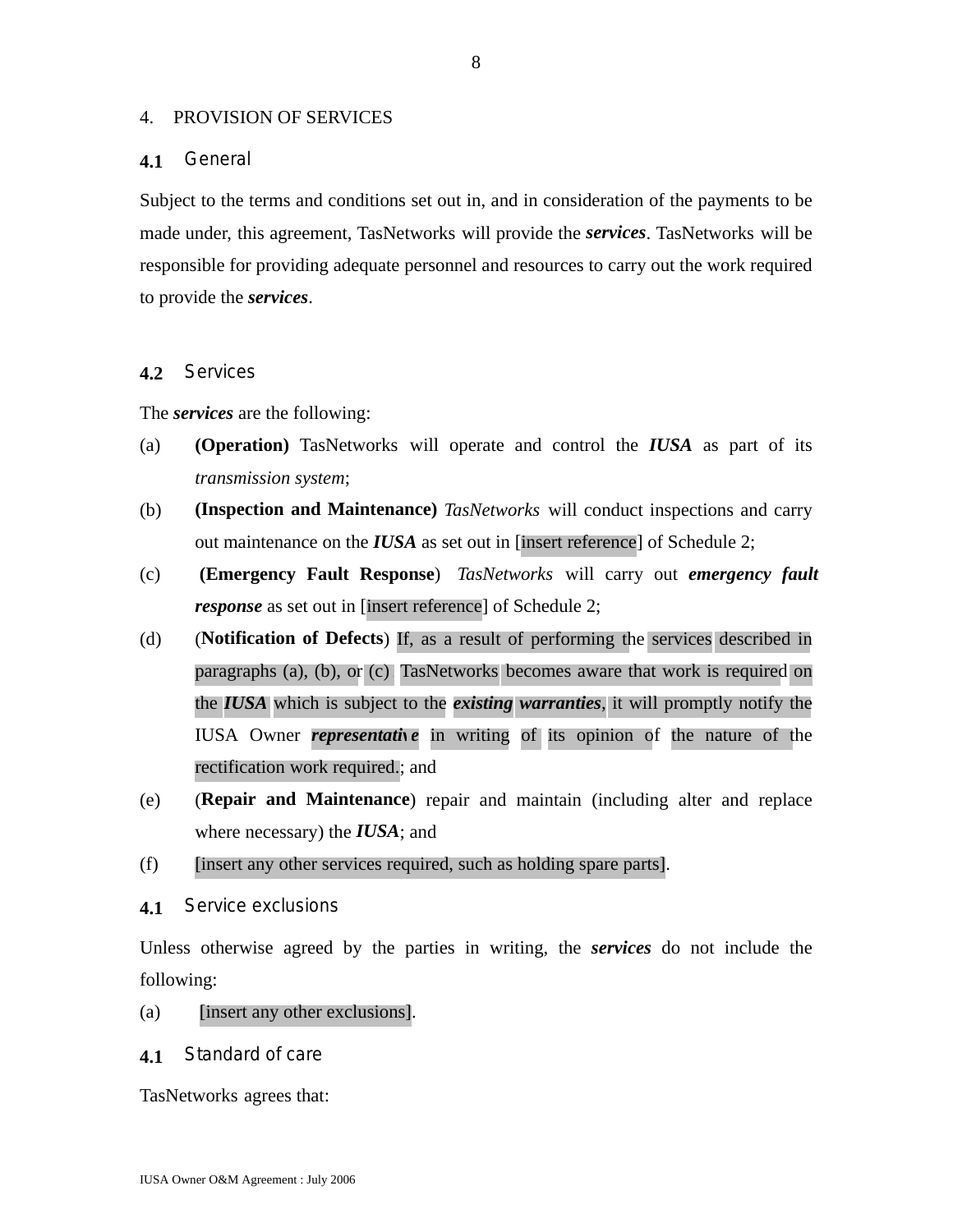## 4. PROVISION OF SERVICES

### 4.1 General

Subject to the terms and conditions set out in, and in consideration of the payments to be made under, this agreement, TasNetworks will provide the ***services***. TasNetworks will be responsible for providing adequate personnel and resources to carry out the work required to provide the ***services***.

### 4.2 Services

The ***services*** are the following:

(a) **(Operation)** TasNetworks will operate and control the ***IUSA*** as part of its *transmission system*;

(b) **(Inspection and Maintenance)** *TasNetworks* will conduct inspections and carry out maintenance on the ***IUSA*** as set out in [insert reference] of Schedule 2;

(c) **(Emergency Fault Response)** *TasNetworks* will carry out ***emergency fault response*** as set out in [insert reference] of Schedule 2;

(d) (**Notification of Defects**) If, as a result of performing the services described in paragraphs (a), (b), or (c) TasNetworks becomes aware that work is required on the ***IUSA*** which is subject to the ***existing warranties***, it will promptly notify the IUSA Owner ***representative*** in writing of its opinion of the nature of the rectification work required.; and

(e) (**Repair and Maintenance**) repair and maintain (including alter and replace where necessary) the ***IUSA***; and

(f) [insert any other services required, such as holding spare parts].

### 4.1 Service exclusions

Unless otherwise agreed by the parties in writing, the ***services*** do not include the following:

(a) [insert any other exclusions].

### 4.1 Standard of care

TasNetworks agrees that: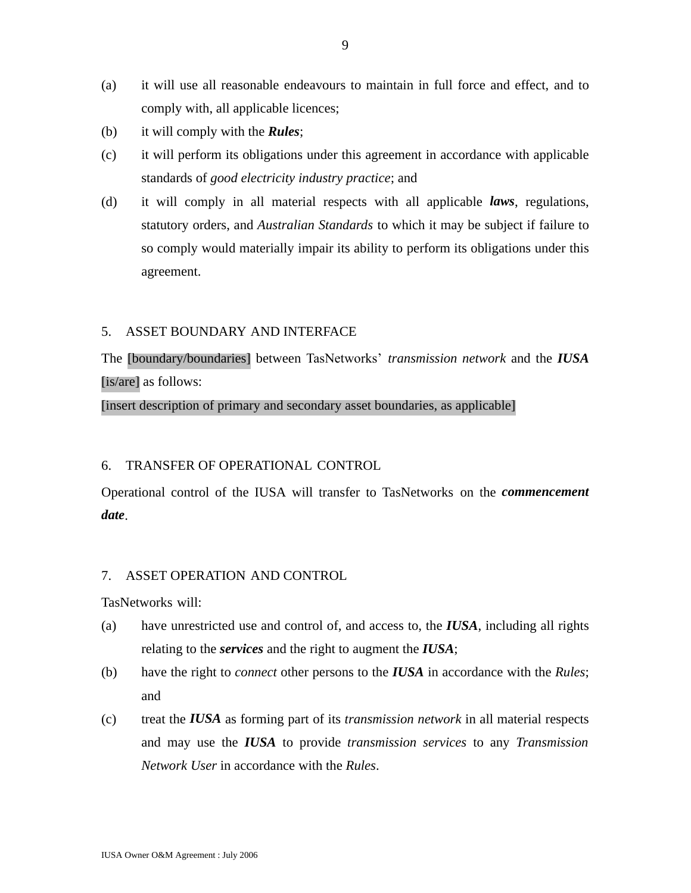(a) it will use all reasonable endeavours to maintain in full force and effect, and to comply with, all applicable licences;

(b) it will comply with the ***Rules***;

(c) it will perform its obligations under this agreement in accordance with applicable standards of *good electricity industry practice*; and

(d) it will comply in all material respects with all applicable ***laws***, regulations, statutory orders, and *Australian Standards* to which it may be subject if failure to so comply would materially impair its ability to perform its obligations under this agreement.

## 5. ASSET BOUNDARY AND INTERFACE

The [boundary/boundaries] between TasNetworks' *transmission network* and the ***IUSA*** [is/are] as follows:

[insert description of primary and secondary asset boundaries, as applicable]

## 6. TRANSFER OF OPERATIONAL CONTROL

Operational control of the IUSA will transfer to TasNetworks on the ***commencement date***.

## 7. ASSET OPERATION AND CONTROL

TasNetworks will:

(a) have unrestricted use and control of, and access to, the ***IUSA***, including all rights relating to the ***services*** and the right to augment the ***IUSA***;

(b) have the right to *connect* other persons to the ***IUSA*** in accordance with the *Rules*; and

(c) treat the ***IUSA*** as forming part of its *transmission network* in all material respects and may use the ***IUSA*** to provide *transmission services* to any *Transmission Network User* in accordance with the *Rules*.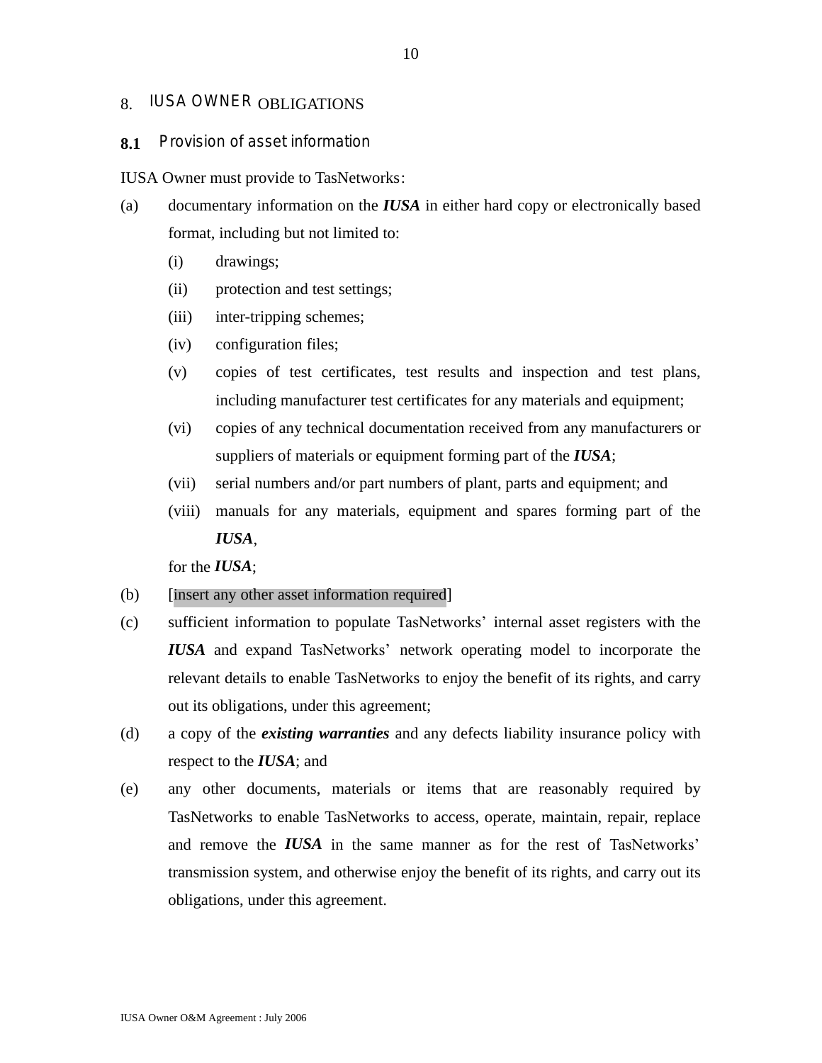## 8. IUSA OWNER OBLIGATIONS

### 8.1 Provision of asset information

IUSA Owner must provide to TasNetworks:

(a) documentary information on the ***IUSA*** in either hard copy or electronically based format, including but not limited to:

 (i) drawings;

 (ii) protection and test settings;

 (iii) inter-tripping schemes;

 (iv) configuration files;

 (v) copies of test certificates, test results and inspection and test plans, including manufacturer test certificates for any materials and equipment;

 (vi) copies of any technical documentation received from any manufacturers or suppliers of materials or equipment forming part of the ***IUSA***;

 (vii) serial numbers and/or part numbers of plant, parts and equipment; and

 (viii) manuals for any materials, equipment and spares forming part of the ***IUSA***,

 for the ***IUSA***;

(b) [insert any other asset information required]

(c) sufficient information to populate TasNetworks' internal asset registers with the ***IUSA*** and expand TasNetworks' network operating model to incorporate the relevant details to enable TasNetworks to enjoy the benefit of its rights, and carry out its obligations, under this agreement;

(d) a copy of the ***existing warranties*** and any defects liability insurance policy with respect to the ***IUSA***; and

(e) any other documents, materials or items that are reasonably required by TasNetworks to enable TasNetworks to access, operate, maintain, repair, replace and remove the ***IUSA*** in the same manner as for the rest of TasNetworks' transmission system, and otherwise enjoy the benefit of its rights, and carry out its obligations, under this agreement.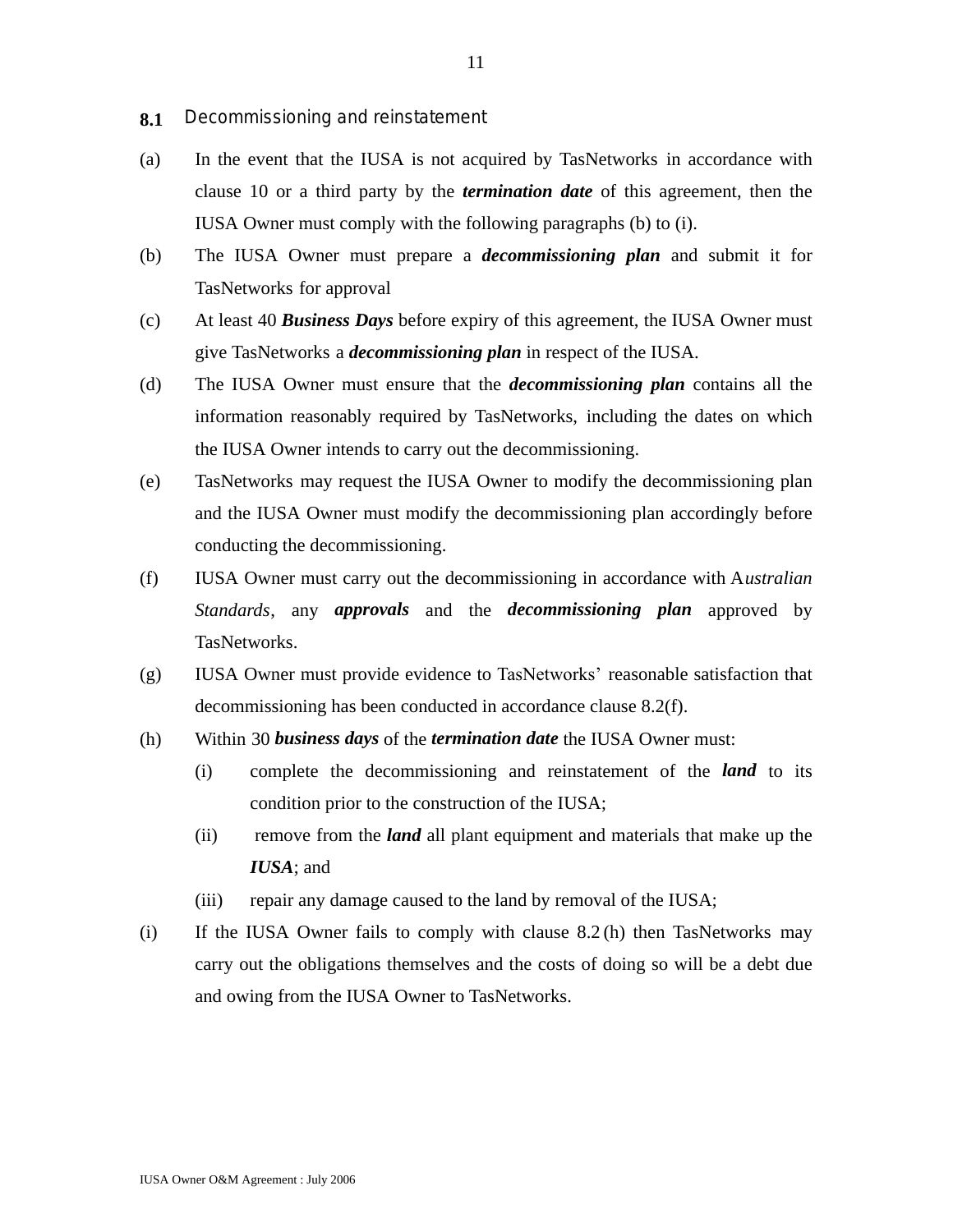## 8.1 Decommissioning and reinstatement

(a) In the event that the IUSA is not acquired by TasNetworks in accordance with clause 10 or a third party by the ***termination date*** of this agreement, then the IUSA Owner must comply with the following paragraphs (b) to (i).

(b) The IUSA Owner must prepare a ***decommissioning plan*** and submit it for TasNetworks for approval

(c) At least 40 ***Business Days*** before expiry of this agreement, the IUSA Owner must give TasNetworks a ***decommissioning plan*** in respect of the IUSA.

(d) The IUSA Owner must ensure that the ***decommissioning plan*** contains all the information reasonably required by TasNetworks, including the dates on which the IUSA Owner intends to carry out the decommissioning.

(e) TasNetworks may request the IUSA Owner to modify the decommissioning plan and the IUSA Owner must modify the decommissioning plan accordingly before conducting the decommissioning.

(f) IUSA Owner must carry out the decommissioning in accordance with A*ustralian Standards*, any ***approvals*** and the ***decommissioning plan*** approved by TasNetworks.

(g) IUSA Owner must provide evidence to TasNetworks' reasonable satisfaction that decommissioning has been conducted in accordance clause 8.2(f).

(h) Within 30 ***business days*** of the ***termination date*** the IUSA Owner must:

   (i) complete the decommissioning and reinstatement of the ***land*** to its condition prior to the construction of the IUSA;

   (ii) remove from the ***land*** all plant equipment and materials that make up the ***IUSA***; and

   (iii) repair any damage caused to the land by removal of the IUSA;

(i) If the IUSA Owner fails to comply with clause 8.2 (h) then TasNetworks may carry out the obligations themselves and the costs of doing so will be a debt due and owing from the IUSA Owner to TasNetworks.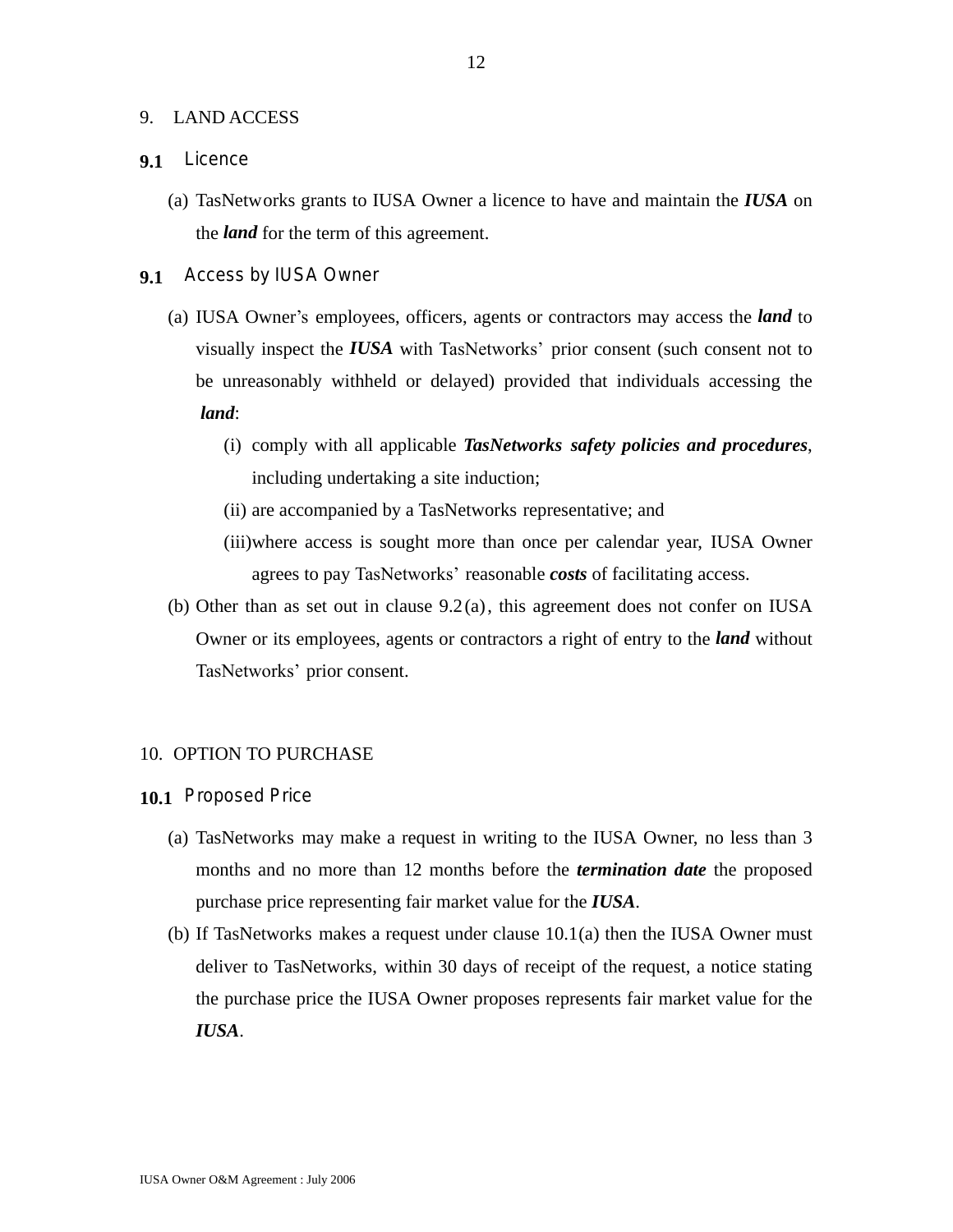## 9. LAND ACCESS

### 9.1 Licence

(a) TasNetworks grants to IUSA Owner a licence to have and maintain the ***IUSA*** on the ***land*** for the term of this agreement.

### 9.1 Access by IUSA Owner

(a) IUSA Owner's employees, officers, agents or contractors may access the ***land*** to visually inspect the ***IUSA*** with TasNetworks' prior consent (such consent not to be unreasonably withheld or delayed) provided that individuals accessing the ***land***:

  (i) comply with all applicable ***TasNetworks safety policies and procedures***, including undertaking a site induction;

  (ii) are accompanied by a TasNetworks representative; and

  (iii) where access is sought more than once per calendar year, IUSA Owner agrees to pay TasNetworks' reasonable ***costs*** of facilitating access.

(b) Other than as set out in clause 9.2(a), this agreement does not confer on IUSA Owner or its employees, agents or contractors a right of entry to the ***land*** without TasNetworks' prior consent.

## 10. OPTION TO PURCHASE

### 10.1 Proposed Price

(a) TasNetworks may make a request in writing to the IUSA Owner, no less than 3 months and no more than 12 months before the ***termination date*** the proposed purchase price representing fair market value for the ***IUSA***.

(b) If TasNetworks makes a request under clause 10.1(a) then the IUSA Owner must deliver to TasNetworks, within 30 days of receipt of the request, a notice stating the purchase price the IUSA Owner proposes represents fair market value for the ***IUSA***.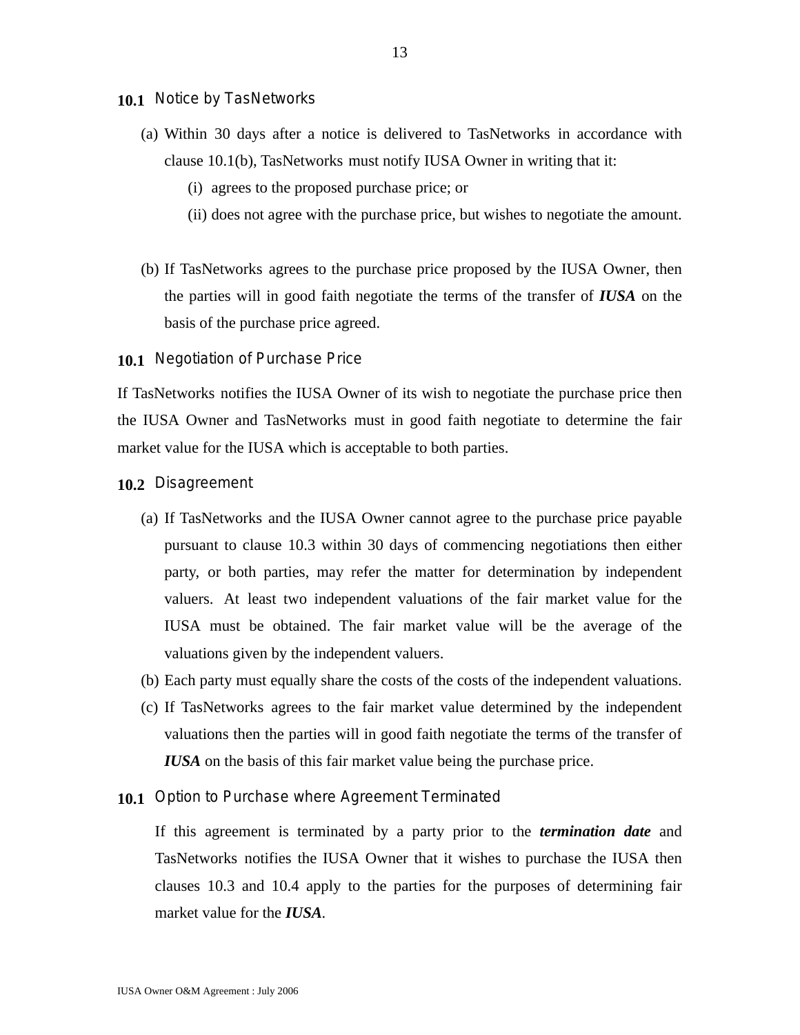### 10.1 Notice by TasNetworks

(a) Within 30 days after a notice is delivered to TasNetworks in accordance with clause 10.1(b), TasNetworks must notify IUSA Owner in writing that it:

   (i) agrees to the proposed purchase price; or

   (ii) does not agree with the purchase price, but wishes to negotiate the amount.

(b) If TasNetworks agrees to the purchase price proposed by the IUSA Owner, then the parties will in good faith negotiate the terms of the transfer of ***IUSA*** on the basis of the purchase price agreed.

### 10.1 Negotiation of Purchase Price

If TasNetworks notifies the IUSA Owner of its wish to negotiate the purchase price then the IUSA Owner and TasNetworks must in good faith negotiate to determine the fair market value for the IUSA which is acceptable to both parties.

### 10.2 Disagreement

(a) If TasNetworks and the IUSA Owner cannot agree to the purchase price payable pursuant to clause 10.3 within 30 days of commencing negotiations then either party, or both parties, may refer the matter for determination by independent valuers. At least two independent valuations of the fair market value for the IUSA must be obtained. The fair market value will be the average of the valuations given by the independent valuers.

(b) Each party must equally share the costs of the costs of the independent valuations.

(c) If TasNetworks agrees to the fair market value determined by the independent valuations then the parties will in good faith negotiate the terms of the transfer of ***IUSA*** on the basis of this fair market value being the purchase price.

### 10.1 Option to Purchase where Agreement Terminated

If this agreement is terminated by a party prior to the ***termination date*** and TasNetworks notifies the IUSA Owner that it wishes to purchase the IUSA then clauses 10.3 and 10.4 apply to the parties for the purposes of determining fair market value for the ***IUSA***.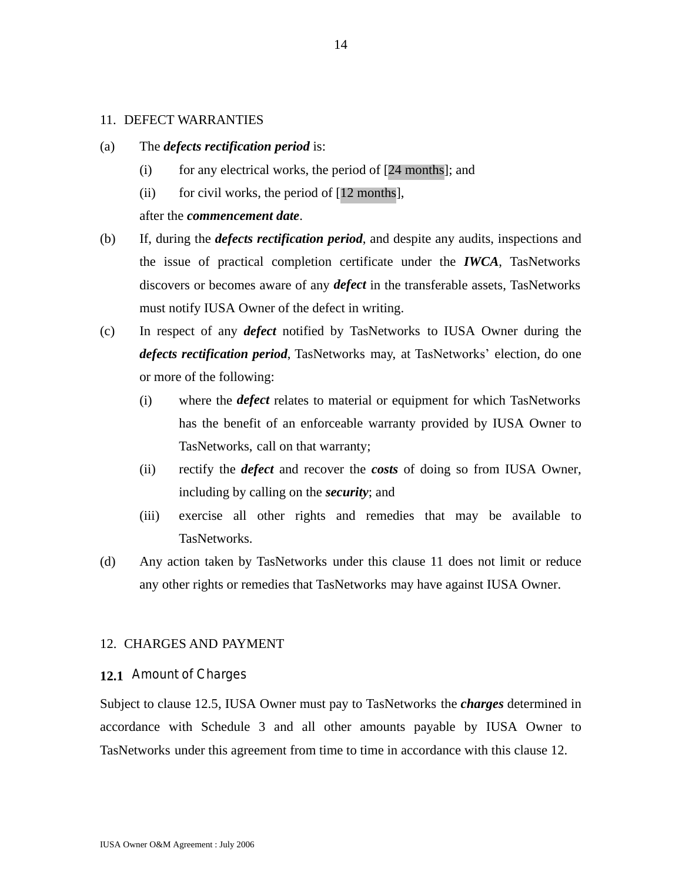## 11. DEFECT WARRANTIES

(a) The ***defects rectification period*** is:

  (i) for any electrical works, the period of [24 months]; and

  (ii) for civil works, the period of [12 months],

  after the ***commencement date***.

(b) If, during the ***defects rectification period***, and despite any audits, inspections and the issue of practical completion certificate under the ***IWCA***, TasNetworks discovers or becomes aware of any ***defect*** in the transferable assets, TasNetworks must notify IUSA Owner of the defect in writing.

(c) In respect of any ***defect*** notified by TasNetworks to IUSA Owner during the ***defects rectification period***, TasNetworks may, at TasNetworks' election, do one or more of the following:

  (i) where the ***defect*** relates to material or equipment for which TasNetworks has the benefit of an enforceable warranty provided by IUSA Owner to TasNetworks, call on that warranty;

  (ii) rectify the ***defect*** and recover the ***costs*** of doing so from IUSA Owner, including by calling on the ***security***; and

  (iii) exercise all other rights and remedies that may be available to TasNetworks.

(d) Any action taken by TasNetworks under this clause 11 does not limit or reduce any other rights or remedies that TasNetworks may have against IUSA Owner.

## 12. CHARGES AND PAYMENT

### 12.1 Amount of Charges

Subject to clause 12.5, IUSA Owner must pay to TasNetworks the ***charges*** determined in accordance with Schedule 3 and all other amounts payable by IUSA Owner to TasNetworks under this agreement from time to time in accordance with this clause 12.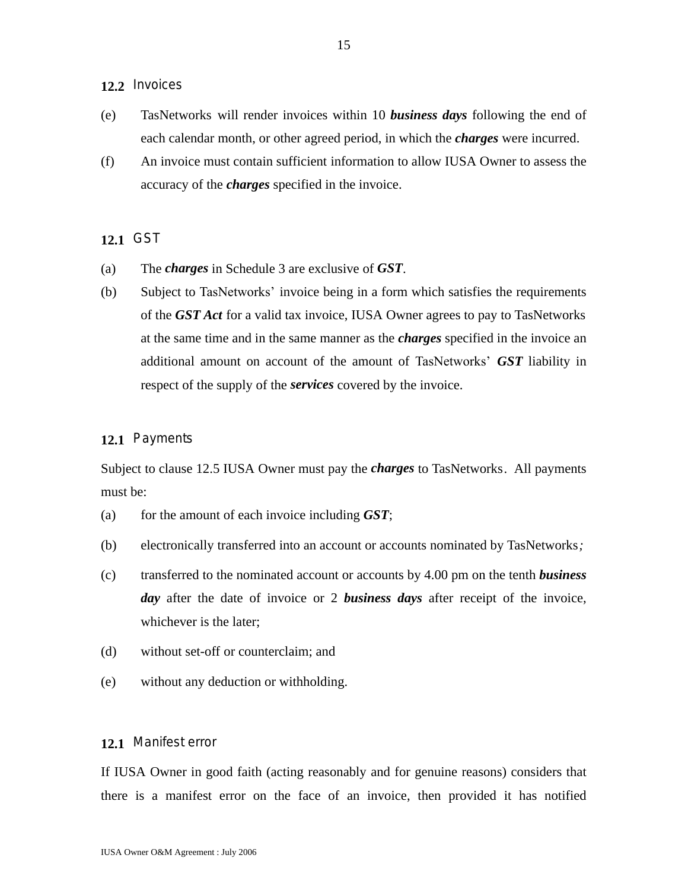### 12.2 Invoices

(e) TasNetworks will render invoices within 10 ***business days*** following the end of each calendar month, or other agreed period, in which the ***charges*** were incurred.

(f) An invoice must contain sufficient information to allow IUSA Owner to assess the accuracy of the ***charges*** specified in the invoice.

### 12.1 GST

(a) The ***charges*** in Schedule 3 are exclusive of ***GST***.

(b) Subject to TasNetworks' invoice being in a form which satisfies the requirements of the ***GST Act*** for a valid tax invoice, IUSA Owner agrees to pay to TasNetworks at the same time and in the same manner as the ***charges*** specified in the invoice an additional amount on account of the amount of TasNetworks' ***GST*** liability in respect of the supply of the ***services*** covered by the invoice.

### 12.1 Payments

Subject to clause 12.5 IUSA Owner must pay the ***charges*** to TasNetworks. All payments must be:

(a) for the amount of each invoice including ***GST***;

(b) electronically transferred into an account or accounts nominated by TasNetworks;

(c) transferred to the nominated account or accounts by 4.00 pm on the tenth ***business day*** after the date of invoice or 2 ***business days*** after receipt of the invoice, whichever is the later;

(d) without set-off or counterclaim; and

(e) without any deduction or withholding.

### 12.1 Manifest error

If IUSA Owner in good faith (acting reasonably and for genuine reasons) considers that there is a manifest error on the face of an invoice, then provided it has notified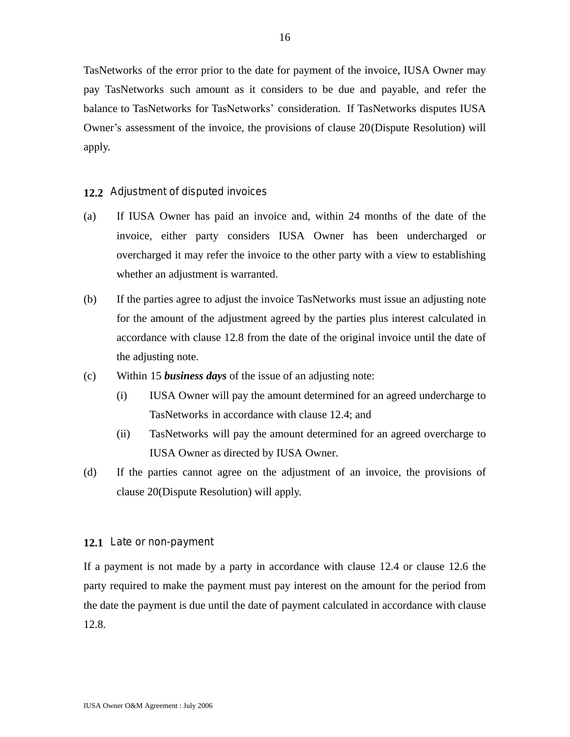TasNetworks of the error prior to the date for payment of the invoice, IUSA Owner may pay TasNetworks such amount as it considers to be due and payable, and refer the balance to TasNetworks for TasNetworks' consideration. If TasNetworks disputes IUSA Owner's assessment of the invoice, the provisions of clause 20(Dispute Resolution) will apply.

### 12.2 Adjustment of disputed invoices

(a) If IUSA Owner has paid an invoice and, within 24 months of the date of the invoice, either party considers IUSA Owner has been undercharged or overcharged it may refer the invoice to the other party with a view to establishing whether an adjustment is warranted.

(b) If the parties agree to adjust the invoice TasNetworks must issue an adjusting note for the amount of the adjustment agreed by the parties plus interest calculated in accordance with clause 12.8 from the date of the original invoice until the date of the adjusting note.

(c) Within 15 ***business days*** of the issue of an adjusting note:

 (i) IUSA Owner will pay the amount determined for an agreed undercharge to TasNetworks in accordance with clause 12.4; and

 (ii) TasNetworks will pay the amount determined for an agreed overcharge to IUSA Owner as directed by IUSA Owner.

(d) If the parties cannot agree on the adjustment of an invoice, the provisions of clause 20(Dispute Resolution) will apply.

### 12.1 Late or non-payment

If a payment is not made by a party in accordance with clause 12.4 or clause 12.6 the party required to make the payment must pay interest on the amount for the period from the date the payment is due until the date of payment calculated in accordance with clause 12.8.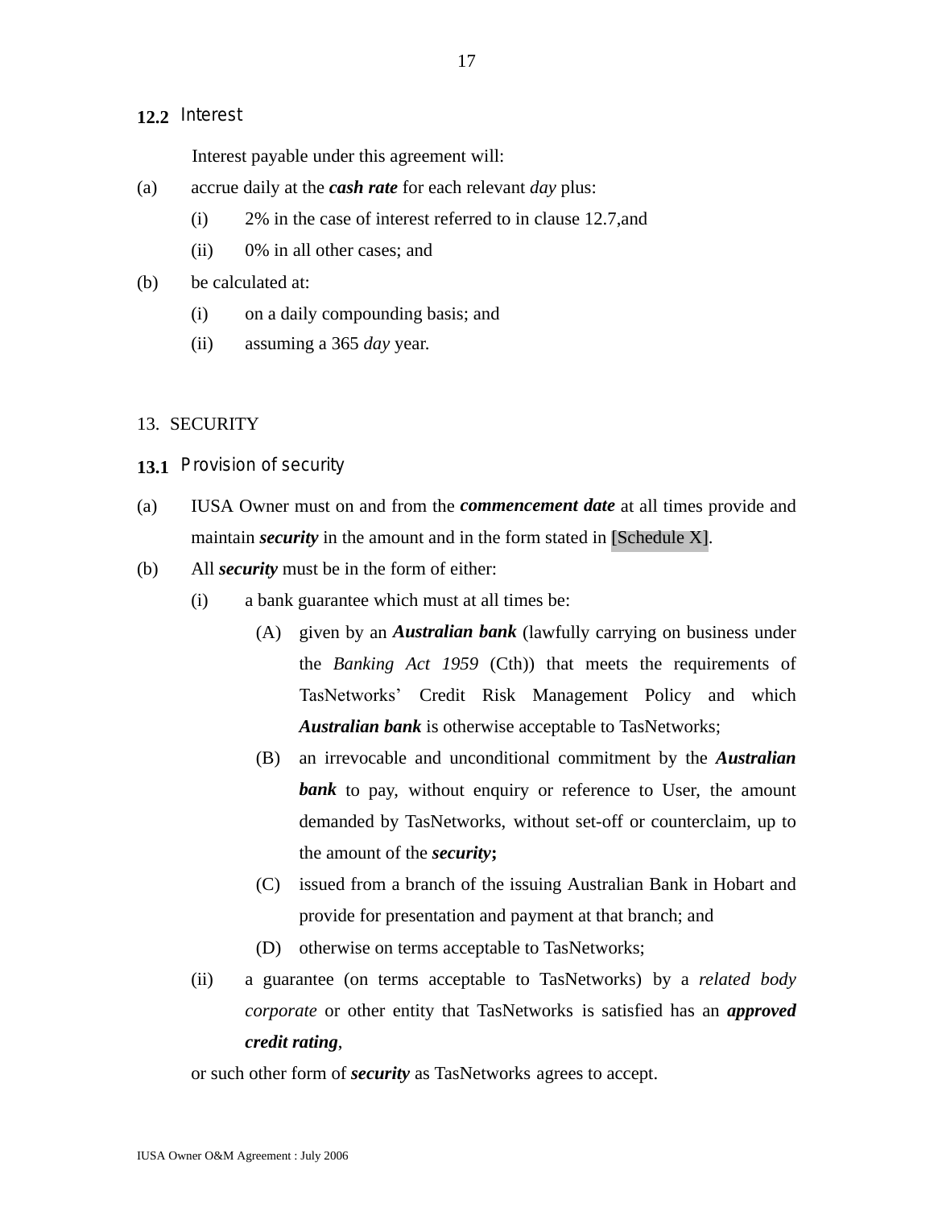### 12.2 Interest

Interest payable under this agreement will:

(a) accrue daily at the ***cash rate*** for each relevant *day* plus:

  (i) 2% in the case of interest referred to in clause 12.7,and

  (ii) 0% in all other cases; and

(b) be calculated at:

  (i) on a daily compounding basis; and

  (ii) assuming a 365 *day* year.

## 13. SECURITY

### 13.1 Provision of security

(a) IUSA Owner must on and from the ***commencement date*** at all times provide and maintain ***security*** in the amount and in the form stated in [Schedule X].

(b) All ***security*** must be in the form of either:

  (i) a bank guarantee which must at all times be:

    (A) given by an ***Australian bank*** (lawfully carrying on business under the *Banking Act 1959* (Cth)) that meets the requirements of TasNetworks' Credit Risk Management Policy and which ***Australian bank*** is otherwise acceptable to TasNetworks;

    (B) an irrevocable and unconditional commitment by the ***Australian bank*** to pay, without enquiry or reference to User, the amount demanded by TasNetworks, without set-off or counterclaim, up to the amount of the ***security*;**

    (C) issued from a branch of the issuing Australian Bank in Hobart and provide for presentation and payment at that branch; and

    (D) otherwise on terms acceptable to TasNetworks;

  (ii) a guarantee (on terms acceptable to TasNetworks) by a *related body corporate* or other entity that TasNetworks is satisfied has an ***approved credit rating***,

or such other form of ***security*** as TasNetworks agrees to accept.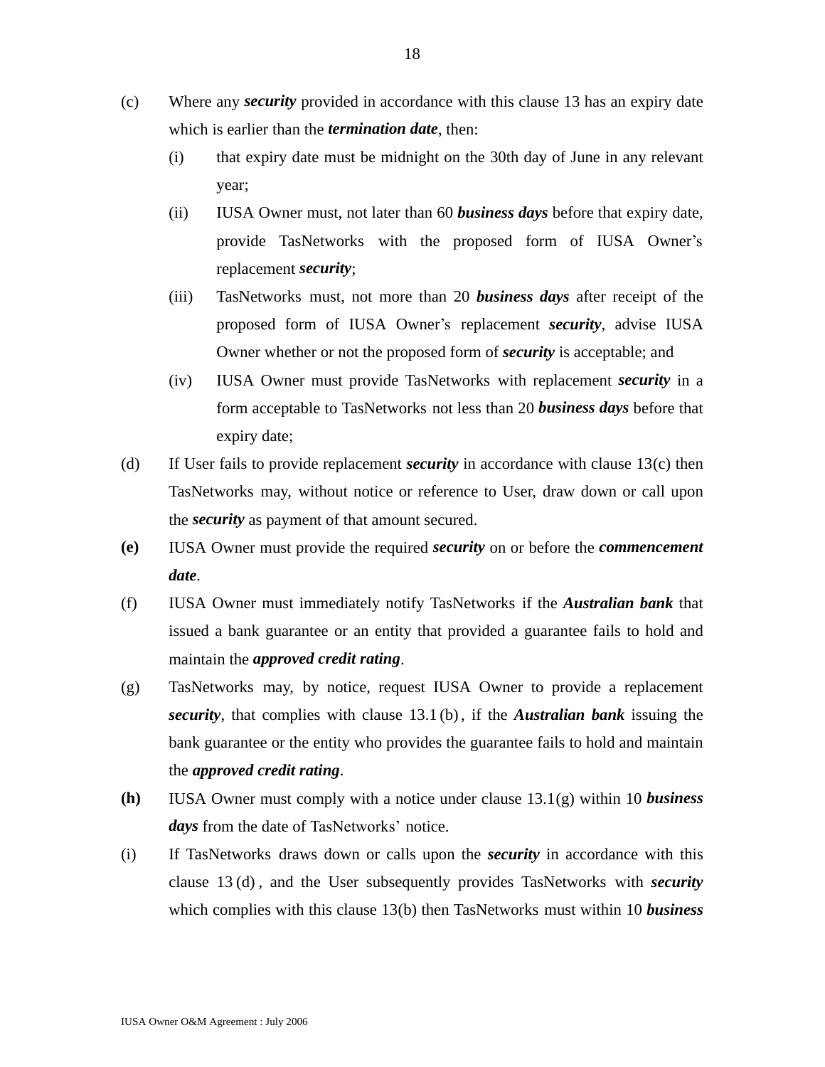(c) Where any ***security*** provided in accordance with this clause 13 has an expiry date which is earlier than the ***termination date***, then:

   (i) that expiry date must be midnight on the 30th day of June in any relevant year;

   (ii) IUSA Owner must, not later than 60 ***business days*** before that expiry date, provide TasNetworks with the proposed form of IUSA Owner's replacement ***security***;

   (iii) TasNetworks must, not more than 20 ***business days*** after receipt of the proposed form of IUSA Owner's replacement ***security***, advise IUSA Owner whether or not the proposed form of ***security*** is acceptable; and

   (iv) IUSA Owner must provide TasNetworks with replacement ***security*** in a form acceptable to TasNetworks not less than 20 ***business days*** before that expiry date;

(d) If User fails to provide replacement ***security*** in accordance with clause 13(c) then TasNetworks may, without notice or reference to User, draw down or call upon the ***security*** as payment of that amount secured.

**(e)** IUSA Owner must provide the required ***security*** on or before the ***commencement date***.

(f) IUSA Owner must immediately notify TasNetworks if the ***Australian bank*** that issued a bank guarantee or an entity that provided a guarantee fails to hold and maintain the ***approved credit rating***.

(g) TasNetworks may, by notice, request IUSA Owner to provide a replacement ***security***, that complies with clause 13.1(b), if the ***Australian bank*** issuing the bank guarantee or the entity who provides the guarantee fails to hold and maintain the ***approved credit rating***.

**(h)** IUSA Owner must comply with a notice under clause 13.1(g) within 10 ***business days*** from the date of TasNetworks' notice.

(i) If TasNetworks draws down or calls upon the ***security*** in accordance with this clause 13(d), and the User subsequently provides TasNetworks with ***security*** which complies with this clause 13(b) then TasNetworks must within 10 ***business***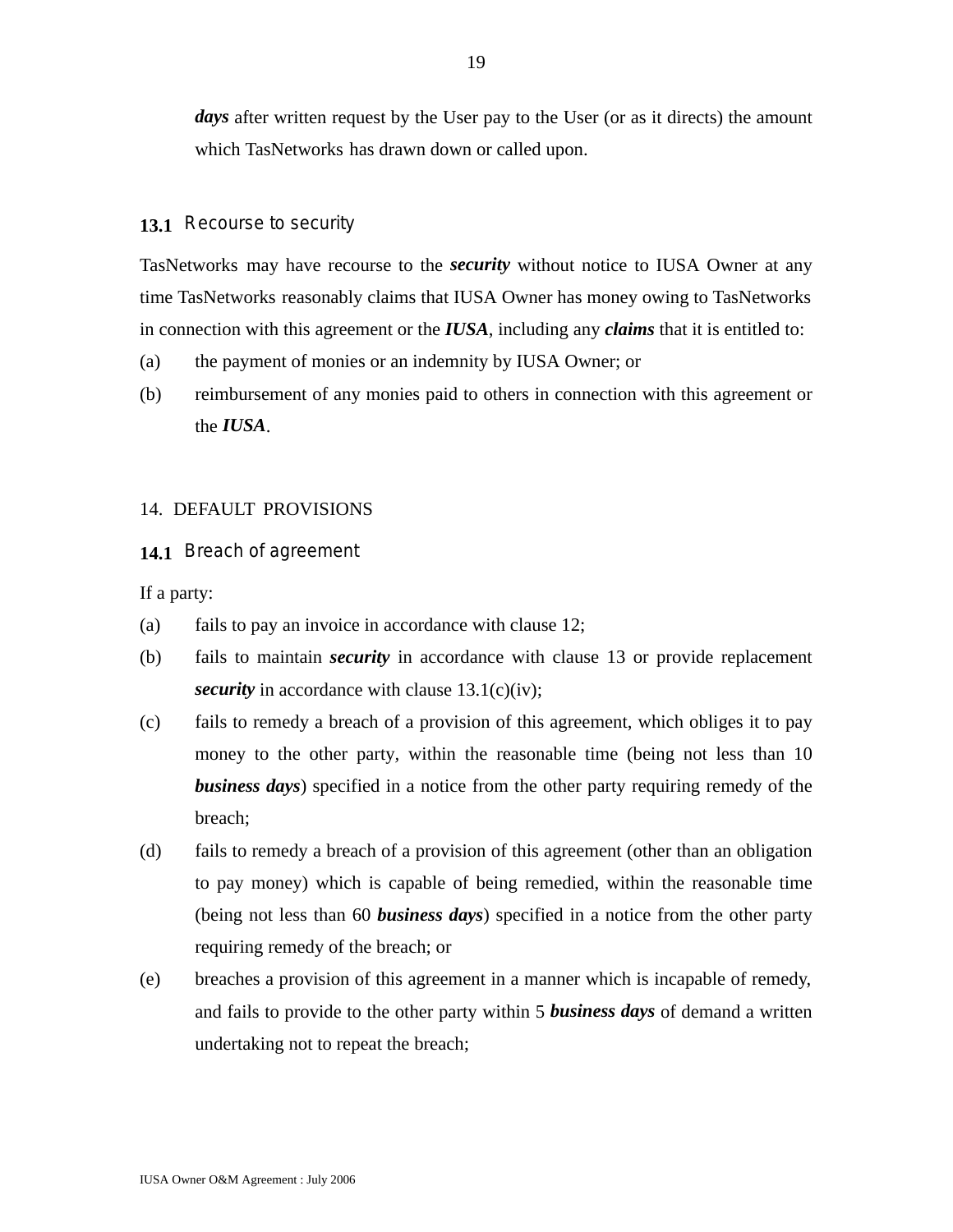***days*** after written request by the User pay to the User (or as it directs) the amount which TasNetworks has drawn down or called upon.

### 13.1 Recourse to security

TasNetworks may have recourse to the ***security*** without notice to IUSA Owner at any time TasNetworks reasonably claims that IUSA Owner has money owing to TasNetworks in connection with this agreement or the ***IUSA***, including any ***claims*** that it is entitled to:

(a) the payment of monies or an indemnity by IUSA Owner; or

(b) reimbursement of any monies paid to others in connection with this agreement or the ***IUSA***.

## 14. DEFAULT PROVISIONS

### 14.1 Breach of agreement

If a party:

(a) fails to pay an invoice in accordance with clause 12;

(b) fails to maintain ***security*** in accordance with clause 13 or provide replacement ***security*** in accordance with clause 13.1(c)(iv);

(c) fails to remedy a breach of a provision of this agreement, which obliges it to pay money to the other party, within the reasonable time (being not less than 10 ***business days***) specified in a notice from the other party requiring remedy of the breach;

(d) fails to remedy a breach of a provision of this agreement (other than an obligation to pay money) which is capable of being remedied, within the reasonable time (being not less than 60 ***business days***) specified in a notice from the other party requiring remedy of the breach; or

(e) breaches a provision of this agreement in a manner which is incapable of remedy, and fails to provide to the other party within 5 ***business days*** of demand a written undertaking not to repeat the breach;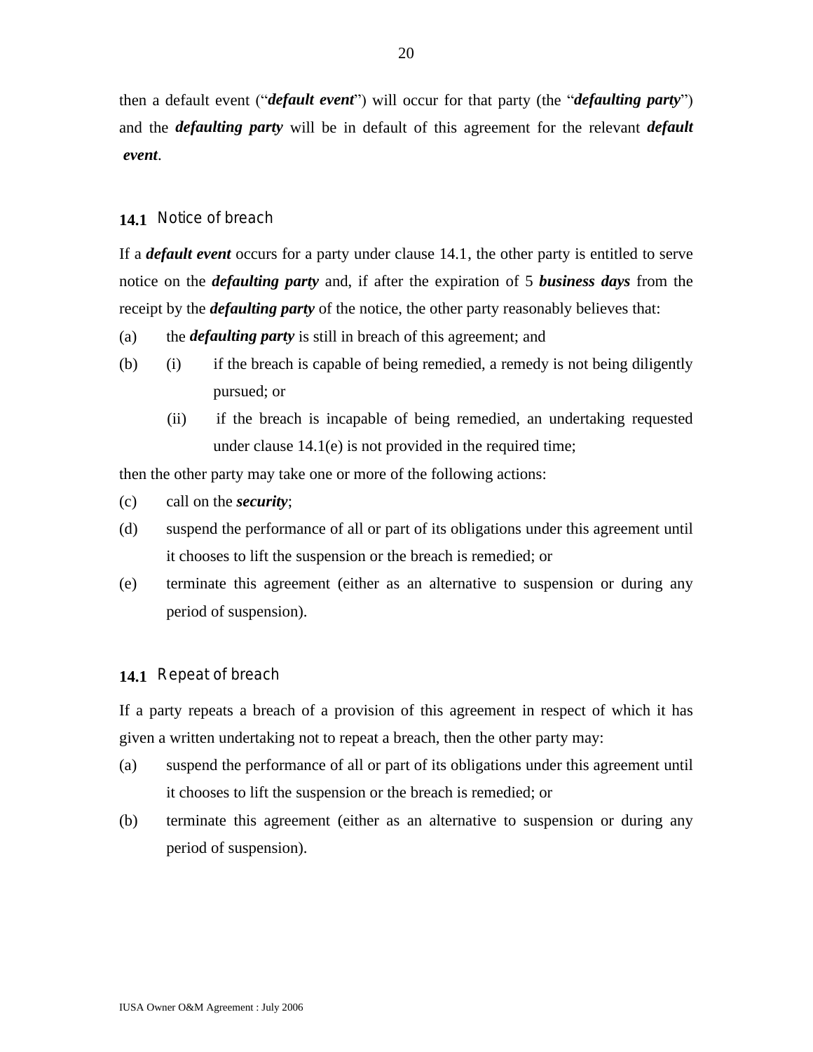then a default event (“***default event***”) will occur for that party (the “***defaulting party***”) and the ***defaulting party*** will be in default of this agreement for the relevant ***default event***.

### 14.1 Notice of breach

If a ***default event*** occurs for a party under clause 14.1, the other party is entitled to serve notice on the ***defaulting party*** and, if after the expiration of 5 ***business days*** from the receipt by the ***defaulting party*** of the notice, the other party reasonably believes that:

(a) the ***defaulting party*** is still in breach of this agreement; and

(b) (i) if the breach is capable of being remedied, a remedy is not being diligently pursued; or

(ii) if the breach is incapable of being remedied, an undertaking requested under clause 14.1(e) is not provided in the required time;

then the other party may take one or more of the following actions:

(c) call on the ***security***;

(d) suspend the performance of all or part of its obligations under this agreement until it chooses to lift the suspension or the breach is remedied; or

(e) terminate this agreement (either as an alternative to suspension or during any period of suspension).

### 14.1 Repeat of breach

If a party repeats a breach of a provision of this agreement in respect of which it has given a written undertaking not to repeat a breach, then the other party may:

(a) suspend the performance of all or part of its obligations under this agreement until it chooses to lift the suspension or the breach is remedied; or

(b) terminate this agreement (either as an alternative to suspension or during any period of suspension).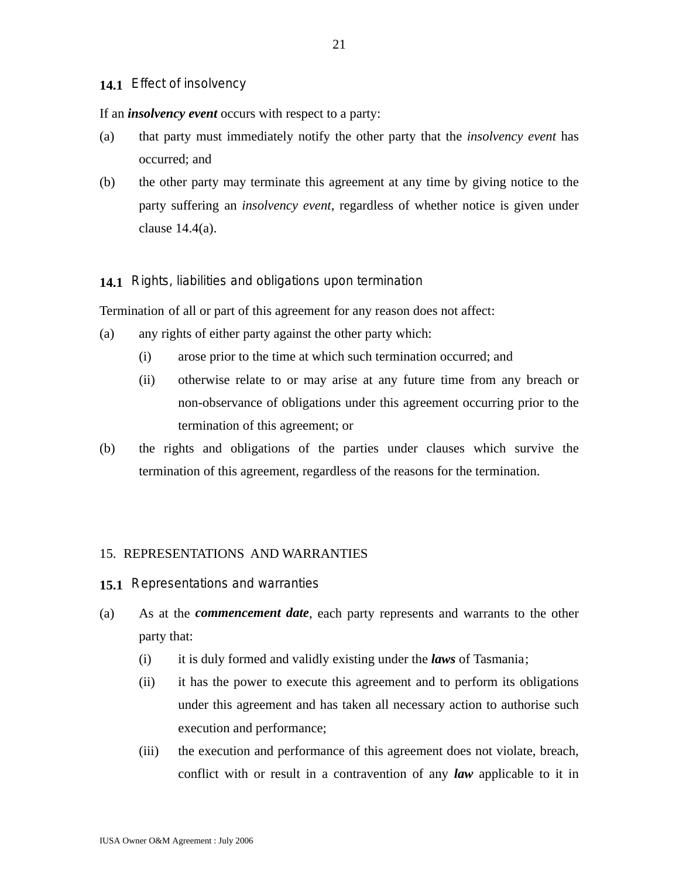### 14.1 Effect of insolvency

If an ***insolvency event*** occurs with respect to a party:

(a) that party must immediately notify the other party that the *insolvency event* has occurred; and

(b) the other party may terminate this agreement at any time by giving notice to the party suffering an *insolvency event*, regardless of whether notice is given under clause 14.4(a).

### 14.1 Rights, liabilities and obligations upon termination

Termination of all or part of this agreement for any reason does not affect:

(a) any rights of either party against the other party which:

  (i) arose prior to the time at which such termination occurred; and

  (ii) otherwise relate to or may arise at any future time from any breach or non-observance of obligations under this agreement occurring prior to the termination of this agreement; or

(b) the rights and obligations of the parties under clauses which survive the termination of this agreement, regardless of the reasons for the termination.

## 15. REPRESENTATIONS AND WARRANTIES

### 15.1 Representations and warranties

(a) As at the ***commencement date***, each party represents and warrants to the other party that:

  (i) it is duly formed and validly existing under the ***laws*** of Tasmania;

  (ii) it has the power to execute this agreement and to perform its obligations under this agreement and has taken all necessary action to authorise such execution and performance;

  (iii) the execution and performance of this agreement does not violate, breach, conflict with or result in a contravention of any ***law*** applicable to it in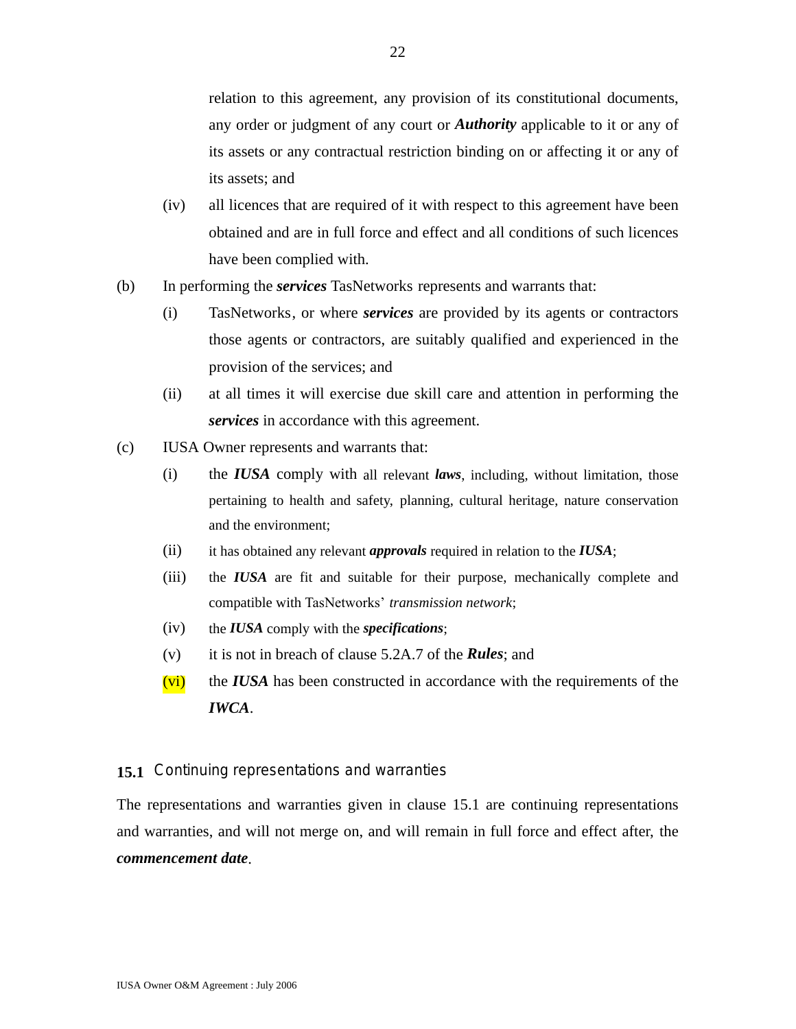relation to this agreement, any provision of its constitutional documents, any order or judgment of any court or ***Authority*** applicable to it or any of its assets or any contractual restriction binding on or affecting it or any of its assets; and

(iv) all licences that are required of it with respect to this agreement have been obtained and are in full force and effect and all conditions of such licences have been complied with.

(b) In performing the ***services*** TasNetworks represents and warrants that:

(i) TasNetworks, or where ***services*** are provided by its agents or contractors those agents or contractors, are suitably qualified and experienced in the provision of the services; and

(ii) at all times it will exercise due skill care and attention in performing the ***services*** in accordance with this agreement.

(c) IUSA Owner represents and warrants that:

(i) the ***IUSA*** comply with all relevant ***laws***, including, without limitation, those pertaining to health and safety, planning, cultural heritage, nature conservation and the environment;

(ii) it has obtained any relevant ***approvals*** required in relation to the ***IUSA***;

(iii) the ***IUSA*** are fit and suitable for their purpose, mechanically complete and compatible with TasNetworks' *transmission network*;

(iv) the ***IUSA*** comply with the ***specifications***;

(v) it is not in breach of clause 5.2A.7 of the ***Rules***; and

(vi) the ***IUSA*** has been constructed in accordance with the requirements of the ***IWCA***.

## 15.1 Continuing representations and warranties

The representations and warranties given in clause 15.1 are continuing representations and warranties, and will not merge on, and will remain in full force and effect after, the ***commencement date***.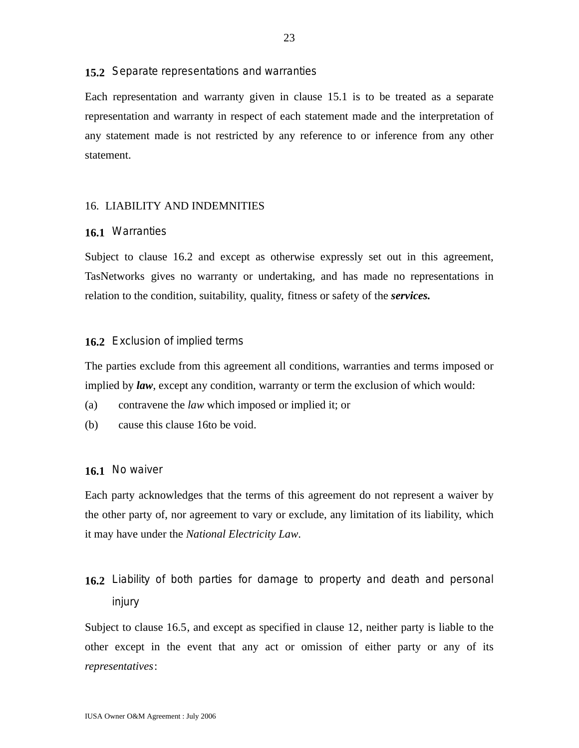### 15.2 Separate representations and warranties

Each representation and warranty given in clause 15.1 is to be treated as a separate representation and warranty in respect of each statement made and the interpretation of any statement made is not restricted by any reference to or inference from any other statement.

## 16. LIABILITY AND INDEMNITIES

### 16.1 Warranties

Subject to clause 16.2 and except as otherwise expressly set out in this agreement, TasNetworks gives no warranty or undertaking, and has made no representations in relation to the condition, suitability, quality, fitness or safety of the ***services.***

### 16.2 Exclusion of implied terms

The parties exclude from this agreement all conditions, warranties and terms imposed or implied by ***law***, except any condition, warranty or term the exclusion of which would:

(a) contravene the *law* which imposed or implied it; or

(b) cause this clause 16to be void.

### 16.1 No waiver

Each party acknowledges that the terms of this agreement do not represent a waiver by the other party of, nor agreement to vary or exclude, any limitation of its liability, which it may have under the *National Electricity Law*.

### 16.2 Liability of both parties for damage to property and death and personal injury

Subject to clause 16.5, and except as specified in clause 12, neither party is liable to the other except in the event that any act or omission of either party or any of its *representatives*: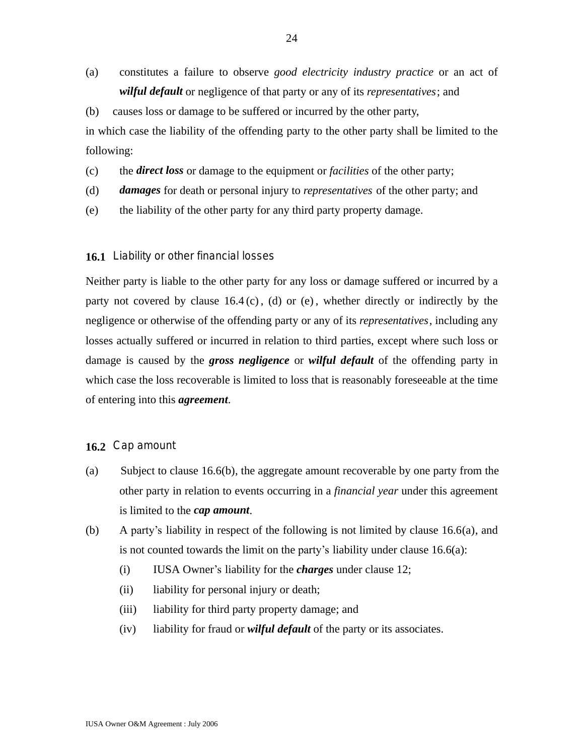(a) constitutes a failure to observe *good electricity industry practice* or an act of ***wilful default*** or negligence of that party or any of its *representatives*; and

(b) causes loss or damage to be suffered or incurred by the other party,

in which case the liability of the offending party to the other party shall be limited to the following:

(c) the ***direct loss*** or damage to the equipment or *facilities* of the other party;

(d) ***damages*** for death or personal injury to *representatives* of the other party; and

(e) the liability of the other party for any third party property damage.

### 16.1 Liability or other financial losses

Neither party is liable to the other party for any loss or damage suffered or incurred by a party not covered by clause 16.4 (c), (d) or (e), whether directly or indirectly by the negligence or otherwise of the offending party or any of its *representatives*, including any losses actually suffered or incurred in relation to third parties, except where such loss or damage is caused by the ***gross negligence*** or ***wilful default*** of the offending party in which case the loss recoverable is limited to loss that is reasonably foreseeable at the time of entering into this ***agreement***.

### 16.2 Cap amount

(a) Subject to clause 16.6(b), the aggregate amount recoverable by one party from the other party in relation to events occurring in a *financial year* under this agreement is limited to the ***cap amount***.

(b) A party's liability in respect of the following is not limited by clause 16.6(a), and is not counted towards the limit on the party's liability under clause 16.6(a):

   (i) IUSA Owner's liability for the ***charges*** under clause 12;

   (ii) liability for personal injury or death;

   (iii) liability for third party property damage; and

   (iv) liability for fraud or ***wilful default*** of the party or its associates.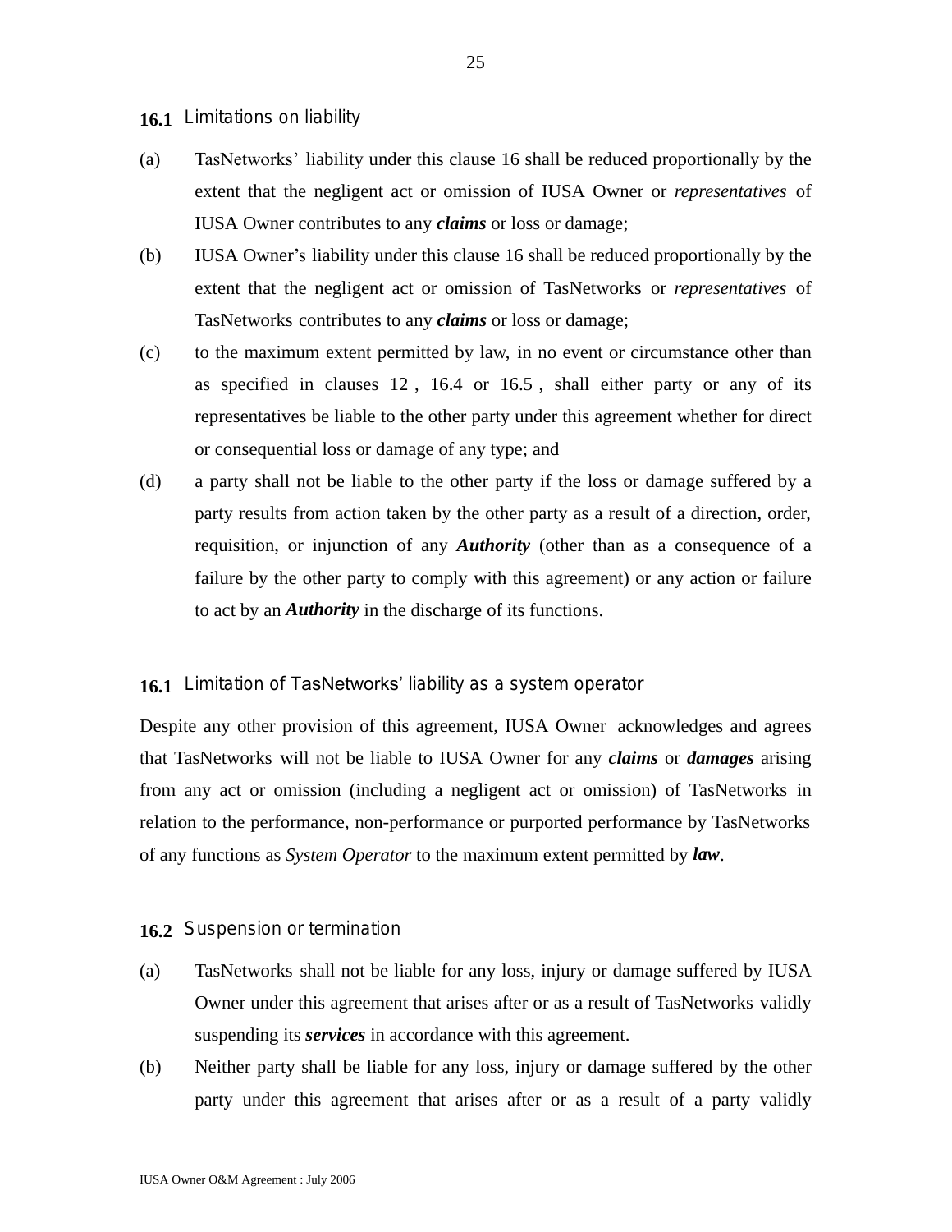### 16.1 Limitations on liability

(a) TasNetworks' liability under this clause 16 shall be reduced proportionally by the extent that the negligent act or omission of IUSA Owner or *representatives* of IUSA Owner contributes to any ***claims*** or loss or damage;

(b) IUSA Owner's liability under this clause 16 shall be reduced proportionally by the extent that the negligent act or omission of TasNetworks or *representatives* of TasNetworks contributes to any ***claims*** or loss or damage;

(c) to the maximum extent permitted by law, in no event or circumstance other than as specified in clauses 12 , 16.4 or 16.5 , shall either party or any of its representatives be liable to the other party under this agreement whether for direct or consequential loss or damage of any type; and

(d) a party shall not be liable to the other party if the loss or damage suffered by a party results from action taken by the other party as a result of a direction, order, requisition, or injunction of any ***Authority*** (other than as a consequence of a failure by the other party to comply with this agreement) or any action or failure to act by an ***Authority*** in the discharge of its functions.

### 16.1 Limitation of TasNetworks' liability as a system operator

Despite any other provision of this agreement, IUSA Owner acknowledges and agrees that TasNetworks will not be liable to IUSA Owner for any ***claims*** or ***damages*** arising from any act or omission (including a negligent act or omission) of TasNetworks in relation to the performance, non-performance or purported performance by TasNetworks of any functions as *System Operator* to the maximum extent permitted by ***law***.

### 16.2 Suspension or termination

(a) TasNetworks shall not be liable for any loss, injury or damage suffered by IUSA Owner under this agreement that arises after or as a result of TasNetworks validly suspending its ***services*** in accordance with this agreement.

(b) Neither party shall be liable for any loss, injury or damage suffered by the other party under this agreement that arises after or as a result of a party validly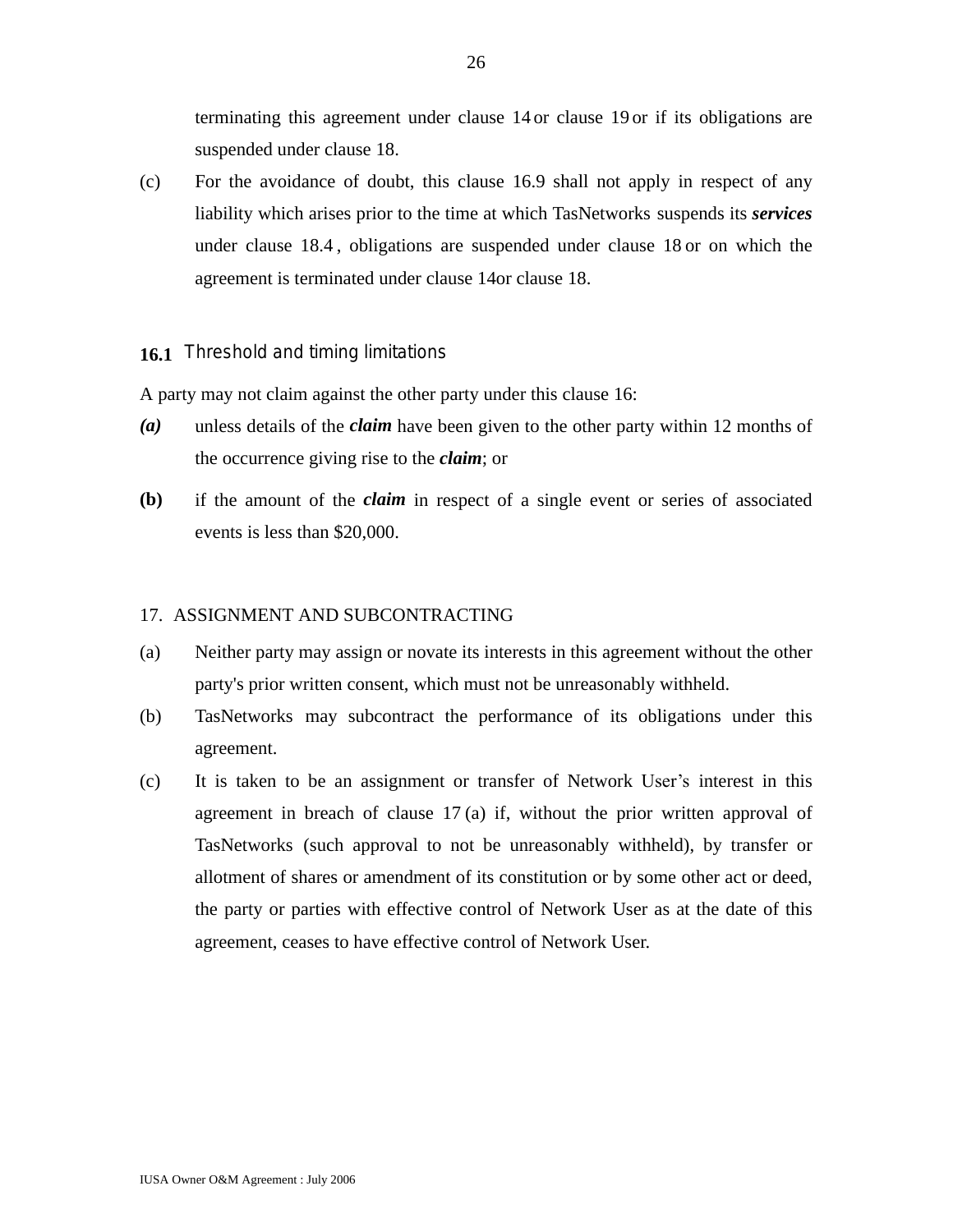terminating this agreement under clause 14 or clause 19 or if its obligations are suspended under clause 18.

(c) For the avoidance of doubt, this clause 16.9 shall not apply in respect of any liability which arises prior to the time at which TasNetworks suspends its ***services*** under clause 18.4 , obligations are suspended under clause 18 or on which the agreement is terminated under clause 14or clause 18.

### 16.1 Threshold and timing limitations

A party may not claim against the other party under this clause 16:

***(a)*** unless details of the ***claim*** have been given to the other party within 12 months of the occurrence giving rise to the ***claim***; or

**(b)** if the amount of the ***claim*** in respect of a single event or series of associated events is less than $20,000.

## 17. ASSIGNMENT AND SUBCONTRACTING

(a) Neither party may assign or novate its interests in this agreement without the other party's prior written consent, which must not be unreasonably withheld.

(b) TasNetworks may subcontract the performance of its obligations under this agreement.

(c) It is taken to be an assignment or transfer of Network User's interest in this agreement in breach of clause 17 (a) if, without the prior written approval of TasNetworks (such approval to not be unreasonably withheld), by transfer or allotment of shares or amendment of its constitution or by some other act or deed, the party or parties with effective control of Network User as at the date of this agreement, ceases to have effective control of Network User.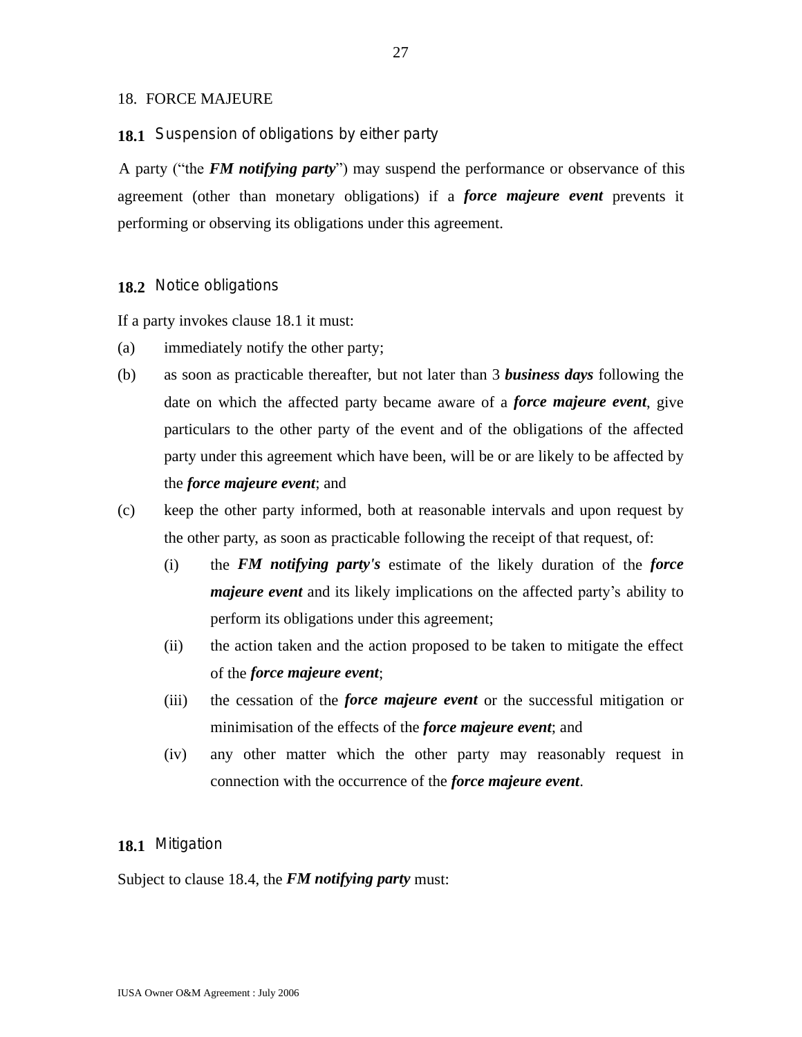## 18. FORCE MAJEURE

### 18.1 Suspension of obligations by either party

A party ("the ***FM notifying party***") may suspend the performance or observance of this agreement (other than monetary obligations) if a ***force majeure event*** prevents it performing or observing its obligations under this agreement.

### 18.2 Notice obligations

If a party invokes clause 18.1 it must:

(a) immediately notify the other party;

(b) as soon as practicable thereafter, but not later than 3 ***business days*** following the date on which the affected party became aware of a ***force majeure event***, give particulars to the other party of the event and of the obligations of the affected party under this agreement which have been, will be or are likely to be affected by the ***force majeure event***; and

(c) keep the other party informed, both at reasonable intervals and upon request by the other party, as soon as practicable following the receipt of that request, of:

  (i) the ***FM notifying party's*** estimate of the likely duration of the ***force majeure event*** and its likely implications on the affected party's ability to perform its obligations under this agreement;

  (ii) the action taken and the action proposed to be taken to mitigate the effect of the ***force majeure event***;

  (iii) the cessation of the ***force majeure event*** or the successful mitigation or minimisation of the effects of the ***force majeure event***; and

  (iv) any other matter which the other party may reasonably request in connection with the occurrence of the ***force majeure event***.

### 18.1 Mitigation

Subject to clause 18.4, the ***FM notifying party*** must: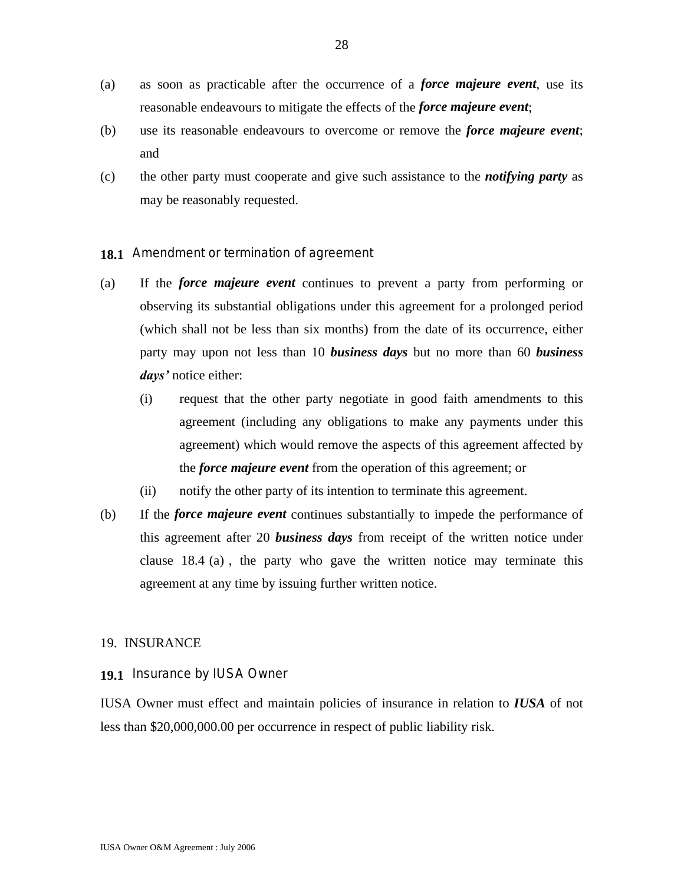(a) as soon as practicable after the occurrence of a ***force majeure event***, use its reasonable endeavours to mitigate the effects of the ***force majeure event***;

(b) use its reasonable endeavours to overcome or remove the ***force majeure event***; and

(c) the other party must cooperate and give such assistance to the ***notifying party*** as may be reasonably requested.

### 18.1 Amendment or termination of agreement

(a) If the ***force majeure event*** continues to prevent a party from performing or observing its substantial obligations under this agreement for a prolonged period (which shall not be less than six months) from the date of its occurrence, either party may upon not less than 10 ***business days*** but no more than 60 ***business days'*** notice either:

   (i) request that the other party negotiate in good faith amendments to this agreement (including any obligations to make any payments under this agreement) which would remove the aspects of this agreement affected by the ***force majeure event*** from the operation of this agreement; or

   (ii) notify the other party of its intention to terminate this agreement.

(b) If the ***force majeure event*** continues substantially to impede the performance of this agreement after 20 ***business days*** from receipt of the written notice under clause 18.4 (a) , the party who gave the written notice may terminate this agreement at any time by issuing further written notice.

## 19. INSURANCE

### 19.1 Insurance by IUSA Owner

IUSA Owner must effect and maintain policies of insurance in relation to ***IUSA*** of not less than $20,000,000.00 per occurrence in respect of public liability risk.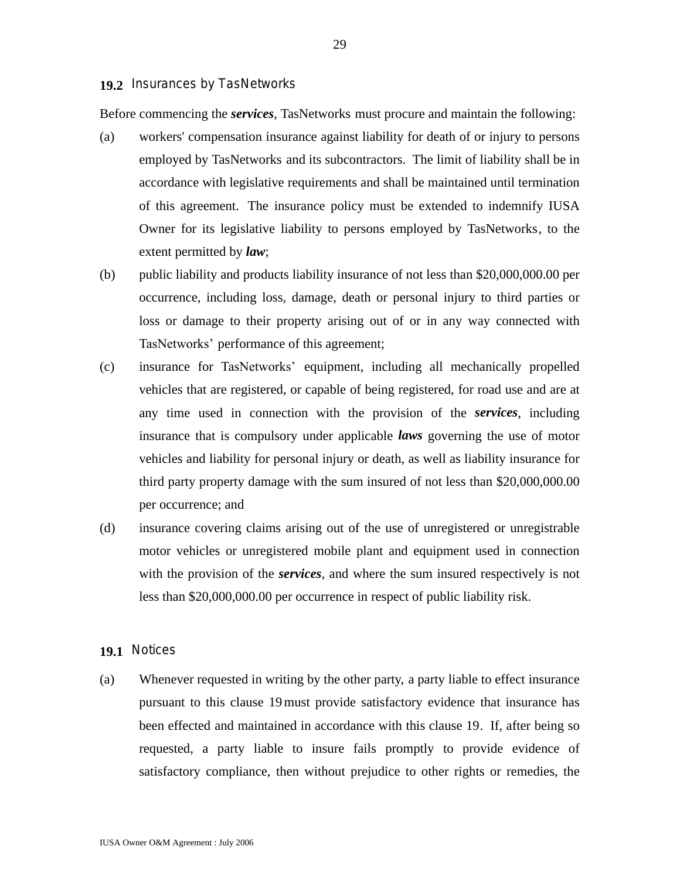### 19.2 Insurances by TasNetworks

Before commencing the ***services***, TasNetworks must procure and maintain the following:

(a) workers' compensation insurance against liability for death of or injury to persons employed by TasNetworks and its subcontractors. The limit of liability shall be in accordance with legislative requirements and shall be maintained until termination of this agreement. The insurance policy must be extended to indemnify IUSA Owner for its legislative liability to persons employed by TasNetworks, to the extent permitted by ***law***;

(b) public liability and products liability insurance of not less than $20,000,000.00 per occurrence, including loss, damage, death or personal injury to third parties or loss or damage to their property arising out of or in any way connected with TasNetworks' performance of this agreement;

(c) insurance for TasNetworks' equipment, including all mechanically propelled vehicles that are registered, or capable of being registered, for road use and are at any time used in connection with the provision of the ***services***, including insurance that is compulsory under applicable ***laws*** governing the use of motor vehicles and liability for personal injury or death, as well as liability insurance for third party property damage with the sum insured of not less than $20,000,000.00 per occurrence; and

(d) insurance covering claims arising out of the use of unregistered or unregistrable motor vehicles or unregistered mobile plant and equipment used in connection with the provision of the ***services***, and where the sum insured respectively is not less than $20,000,000.00 per occurrence in respect of public liability risk.

### 19.1 Notices

(a) Whenever requested in writing by the other party, a party liable to effect insurance pursuant to this clause 19 must provide satisfactory evidence that insurance has been effected and maintained in accordance with this clause 19. If, after being so requested, a party liable to insure fails promptly to provide evidence of satisfactory compliance, then without prejudice to other rights or remedies, the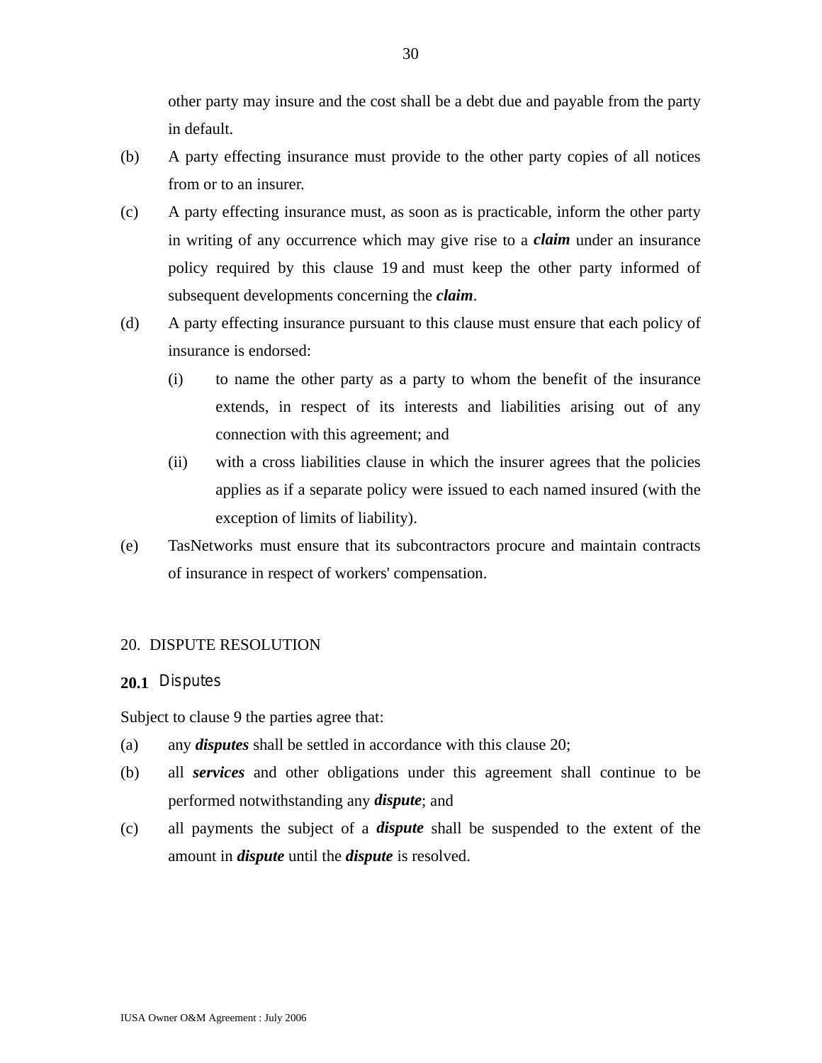other party may insure and the cost shall be a debt due and payable from the party in default.

(b) A party effecting insurance must provide to the other party copies of all notices from or to an insurer.

(c) A party effecting insurance must, as soon as is practicable, inform the other party in writing of any occurrence which may give rise to a ***claim*** under an insurance policy required by this clause 19 and must keep the other party informed of subsequent developments concerning the ***claim***.

(d) A party effecting insurance pursuant to this clause must ensure that each policy of insurance is endorsed:

   (i) to name the other party as a party to whom the benefit of the insurance extends, in respect of its interests and liabilities arising out of any connection with this agreement; and

   (ii) with a cross liabilities clause in which the insurer agrees that the policies applies as if a separate policy were issued to each named insured (with the exception of limits of liability).

(e) TasNetworks must ensure that its subcontractors procure and maintain contracts of insurance in respect of workers' compensation.

## 20. DISPUTE RESOLUTION

### 20.1 Disputes

Subject to clause 9 the parties agree that:

(a) any ***disputes*** shall be settled in accordance with this clause 20;

(b) all ***services*** and other obligations under this agreement shall continue to be performed notwithstanding any ***dispute***; and

(c) all payments the subject of a ***dispute*** shall be suspended to the extent of the amount in ***dispute*** until the ***dispute*** is resolved.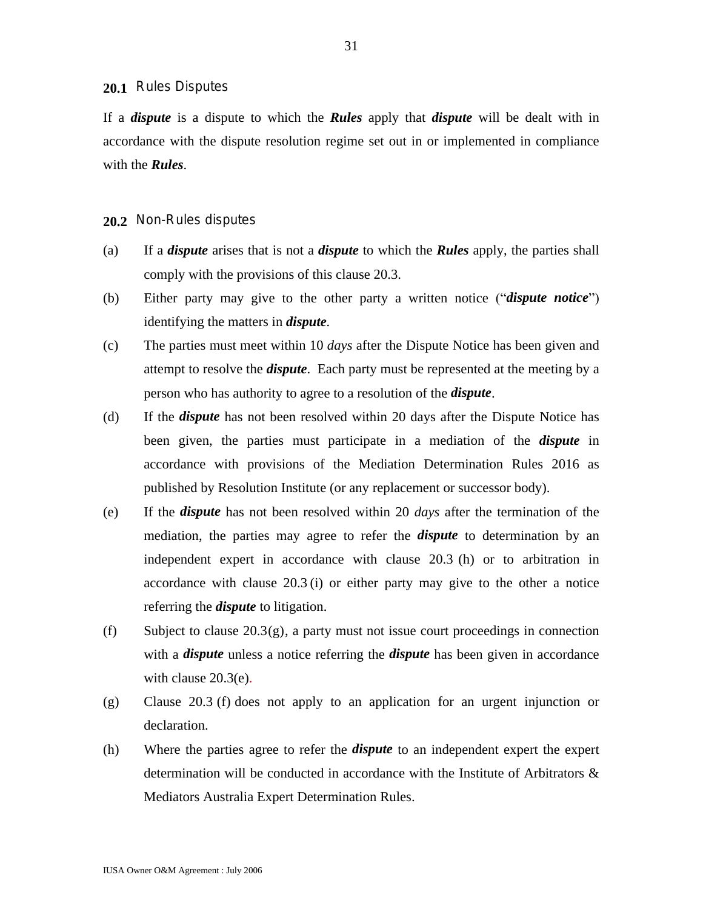## 20.1 Rules Disputes

If a ***dispute*** is a dispute to which the ***Rules*** apply that ***dispute*** will be dealt with in accordance with the dispute resolution regime set out in or implemented in compliance with the ***Rules***.

## 20.2 Non-Rules disputes

(a) If a ***dispute*** arises that is not a ***dispute*** to which the ***Rules*** apply, the parties shall comply with the provisions of this clause 20.3.

(b) Either party may give to the other party a written notice ("***dispute notice***") identifying the matters in ***dispute***.

(c) The parties must meet within 10 *days* after the Dispute Notice has been given and attempt to resolve the ***dispute***. Each party must be represented at the meeting by a person who has authority to agree to a resolution of the ***dispute***.

(d) If the ***dispute*** has not been resolved within 20 days after the Dispute Notice has been given, the parties must participate in a mediation of the ***dispute*** in accordance with provisions of the Mediation Determination Rules 2016 as published by Resolution Institute (or any replacement or successor body).

(e) If the ***dispute*** has not been resolved within 20 *days* after the termination of the mediation, the parties may agree to refer the ***dispute*** to determination by an independent expert in accordance with clause 20.3 (h) or to arbitration in accordance with clause 20.3 (i) or either party may give to the other a notice referring the ***dispute*** to litigation.

(f) Subject to clause 20.3(g), a party must not issue court proceedings in connection with a ***dispute*** unless a notice referring the ***dispute*** has been given in accordance with clause 20.3(e).

(g) Clause 20.3 (f) does not apply to an application for an urgent injunction or declaration.

(h) Where the parties agree to refer the ***dispute*** to an independent expert the expert determination will be conducted in accordance with the Institute of Arbitrators & Mediators Australia Expert Determination Rules.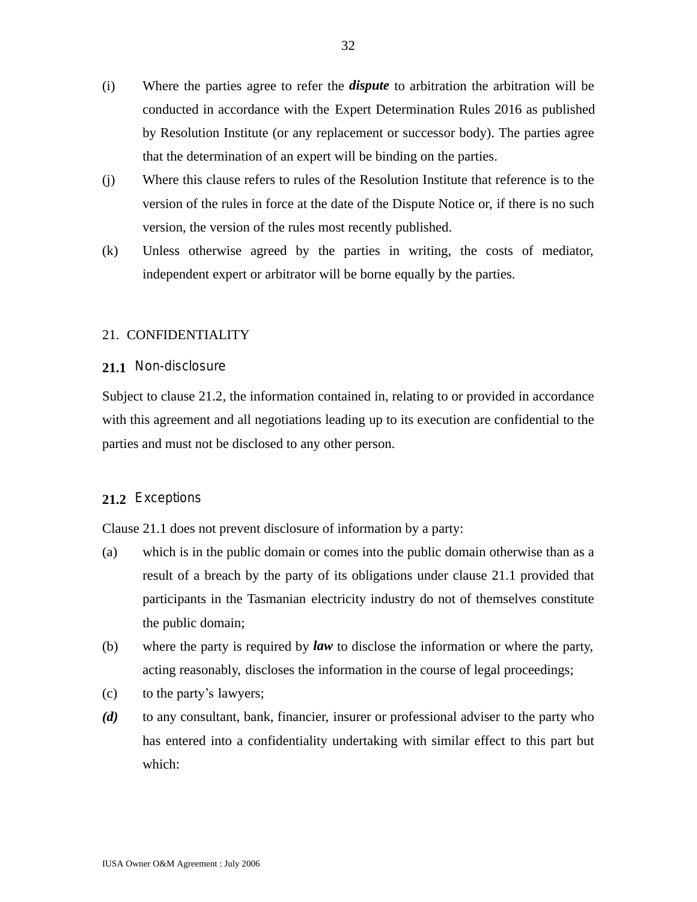(i) Where the parties agree to refer the ***dispute*** to arbitration the arbitration will be conducted in accordance with the Expert Determination Rules 2016 as published by Resolution Institute (or any replacement or successor body). The parties agree that the determination of an expert will be binding on the parties.

(j) Where this clause refers to rules of the Resolution Institute that reference is to the version of the rules in force at the date of the Dispute Notice or, if there is no such version, the version of the rules most recently published.

(k) Unless otherwise agreed by the parties in writing, the costs of mediator, independent expert or arbitrator will be borne equally by the parties.

## 21. CONFIDENTIALITY

### 21.1 Non-disclosure

Subject to clause 21.2, the information contained in, relating to or provided in accordance with this agreement and all negotiations leading up to its execution are confidential to the parties and must not be disclosed to any other person.

### 21.2 Exceptions

Clause 21.1 does not prevent disclosure of information by a party:

(a) which is in the public domain or comes into the public domain otherwise than as a result of a breach by the party of its obligations under clause 21.1 provided that participants in the Tasmanian electricity industry do not of themselves constitute the public domain;

(b) where the party is required by ***law*** to disclose the information or where the party, acting reasonably, discloses the information in the course of legal proceedings;

(c) to the party's lawyers;

***(d)*** to any consultant, bank, financier, insurer or professional adviser to the party who has entered into a confidentiality undertaking with similar effect to this part but which: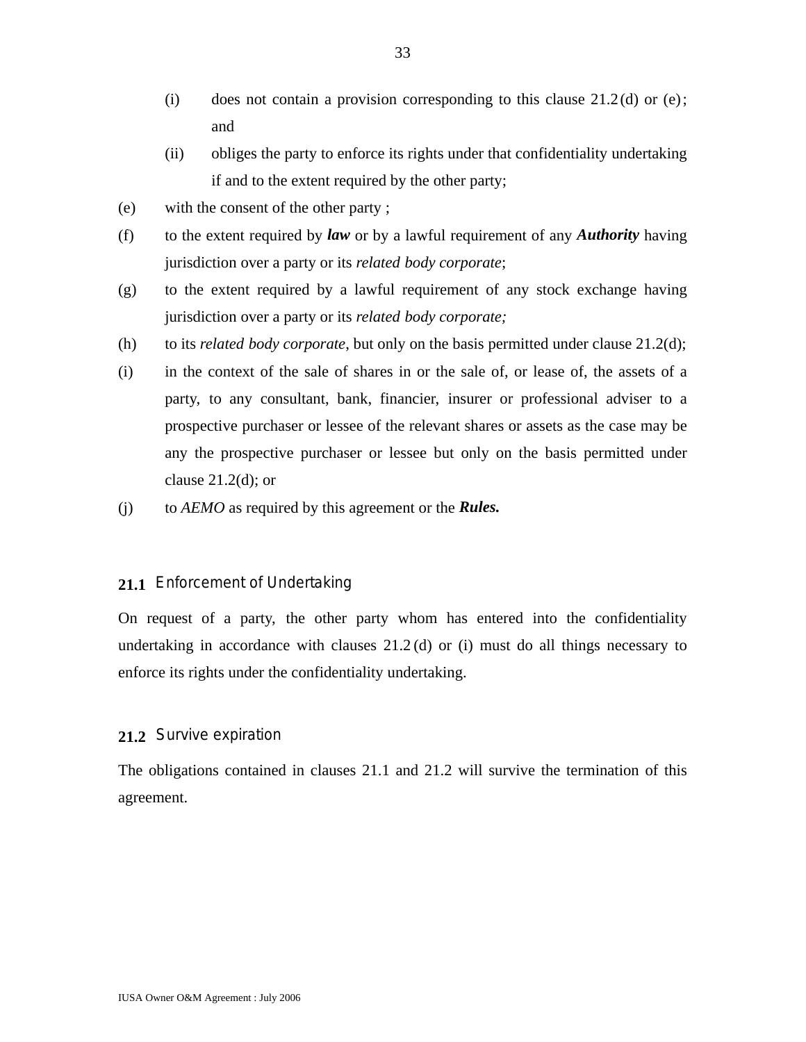(i) does not contain a provision corresponding to this clause 21.2 (d) or (e); and

(ii) obliges the party to enforce its rights under that confidentiality undertaking if and to the extent required by the other party;

(e) with the consent of the other party ;

(f) to the extent required by ***law*** or by a lawful requirement of any ***Authority*** having jurisdiction over a party or its *related body corporate*;

(g) to the extent required by a lawful requirement of any stock exchange having jurisdiction over a party or its *related body corporate;*

(h) to its *related body corporate*, but only on the basis permitted under clause 21.2(d);

(i) in the context of the sale of shares in or the sale of, or lease of, the assets of a party, to any consultant, bank, financier, insurer or professional adviser to a prospective purchaser or lessee of the relevant shares or assets as the case may be any the prospective purchaser or lessee but only on the basis permitted under clause 21.2(d); or

(j) to *AEMO* as required by this agreement or the ***Rules.***

### **21.1** Enforcement of Undertaking

On request of a party, the other party whom has entered into the confidentiality undertaking in accordance with clauses 21.2 (d) or (i) must do all things necessary to enforce its rights under the confidentiality undertaking.

### **21.2** Survive expiration

The obligations contained in clauses 21.1 and 21.2 will survive the termination of this agreement.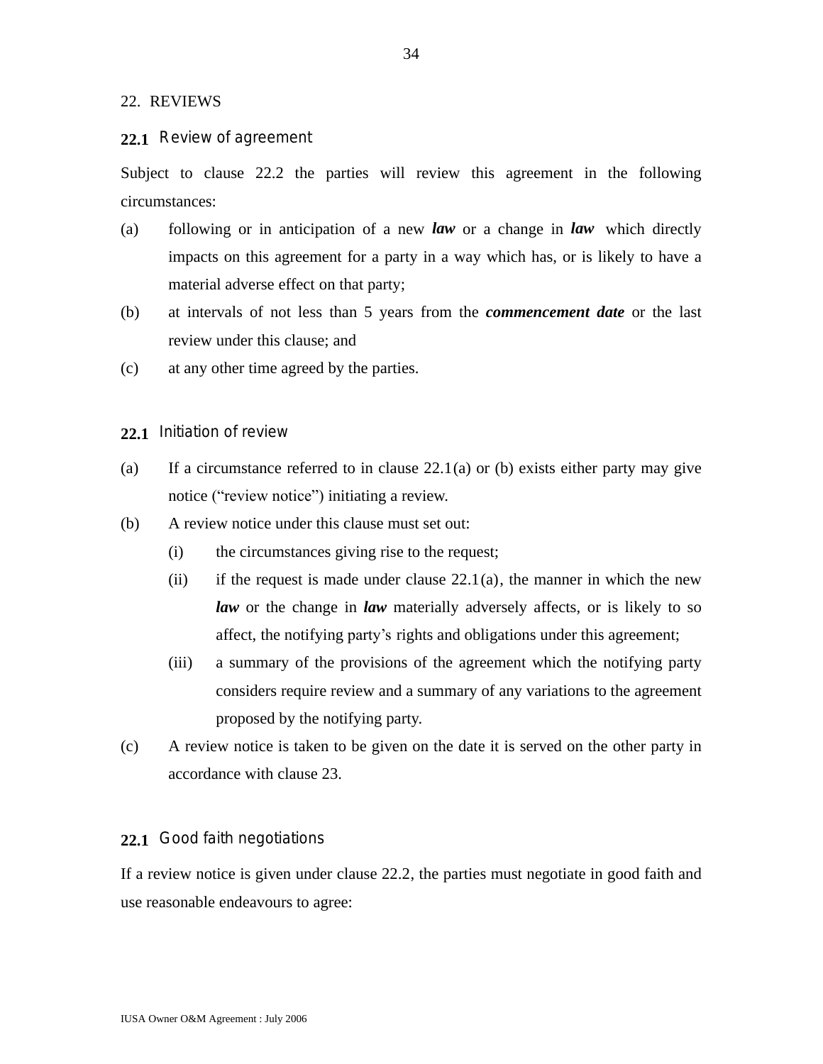## 22. REVIEWS

### 22.1 Review of agreement

Subject to clause 22.2 the parties will review this agreement in the following circumstances:

(a) following or in anticipation of a new ***law*** or a change in ***law*** which directly impacts on this agreement for a party in a way which has, or is likely to have a material adverse effect on that party;

(b) at intervals of not less than 5 years from the ***commencement date*** or the last review under this clause; and

(c) at any other time agreed by the parties.

### 22.1 Initiation of review

(a) If a circumstance referred to in clause 22.1(a) or (b) exists either party may give notice ("review notice") initiating a review.

(b) A review notice under this clause must set out:

  (i) the circumstances giving rise to the request;

  (ii) if the request is made under clause 22.1(a), the manner in which the new ***law*** or the change in ***law*** materially adversely affects, or is likely to so affect, the notifying party's rights and obligations under this agreement;

  (iii) a summary of the provisions of the agreement which the notifying party considers require review and a summary of any variations to the agreement proposed by the notifying party.

(c) A review notice is taken to be given on the date it is served on the other party in accordance with clause 23.

### 22.1 Good faith negotiations

If a review notice is given under clause 22.2, the parties must negotiate in good faith and use reasonable endeavours to agree: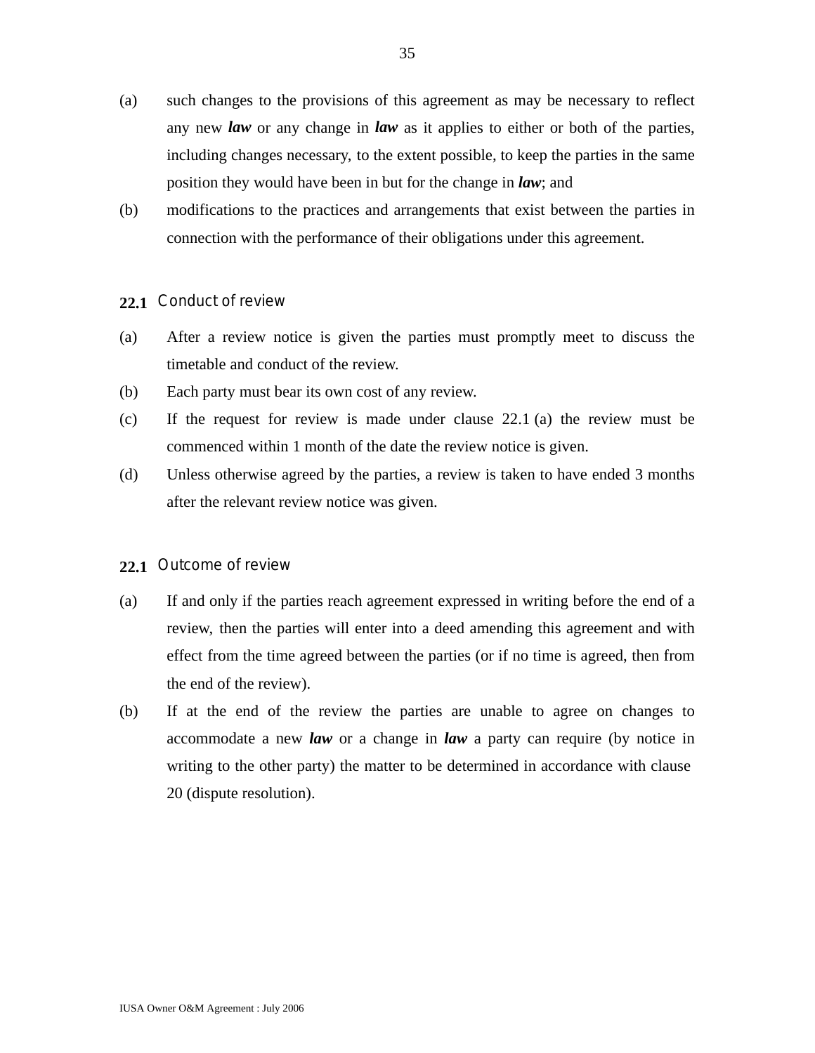(a) such changes to the provisions of this agreement as may be necessary to reflect any new ***law*** or any change in ***law*** as it applies to either or both of the parties, including changes necessary, to the extent possible, to keep the parties in the same position they would have been in but for the change in ***law***; and

(b) modifications to the practices and arrangements that exist between the parties in connection with the performance of their obligations under this agreement.

### **22.1** Conduct of review

(a) After a review notice is given the parties must promptly meet to discuss the timetable and conduct of the review.

(b) Each party must bear its own cost of any review.

(c) If the request for review is made under clause 22.1 (a) the review must be commenced within 1 month of the date the review notice is given.

(d) Unless otherwise agreed by the parties, a review is taken to have ended 3 months after the relevant review notice was given.

### **22.1** Outcome of review

(a) If and only if the parties reach agreement expressed in writing before the end of a review, then the parties will enter into a deed amending this agreement and with effect from the time agreed between the parties (or if no time is agreed, then from the end of the review).

(b) If at the end of the review the parties are unable to agree on changes to accommodate a new ***law*** or a change in ***law*** a party can require (by notice in writing to the other party) the matter to be determined in accordance with clause 20 (dispute resolution).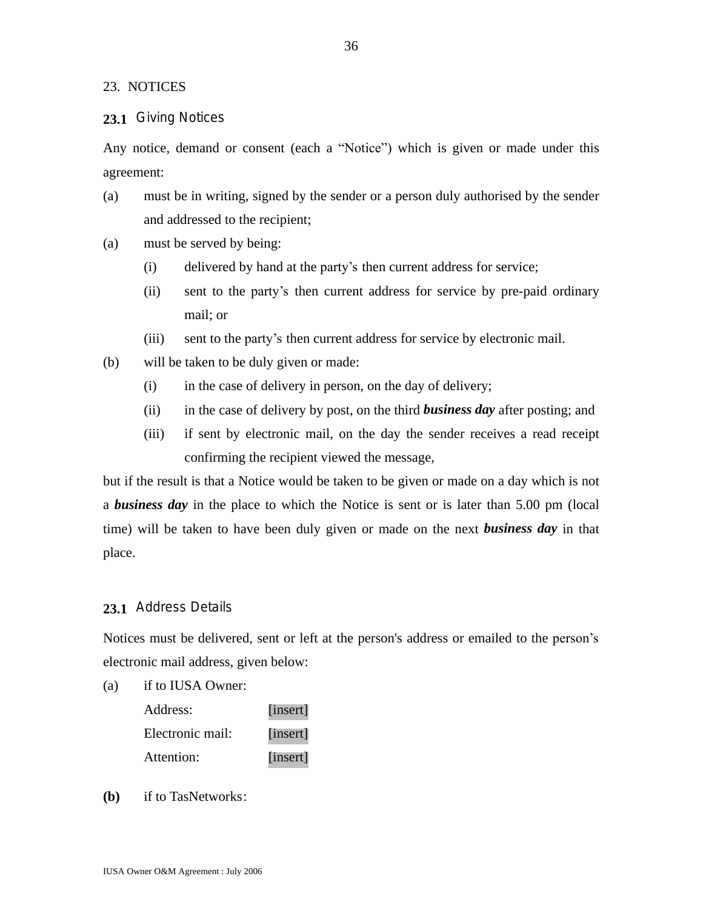## 23. NOTICES

### 23.1 Giving Notices

Any notice, demand or consent (each a "Notice") which is given or made under this agreement:

(a) must be in writing, signed by the sender or a person duly authorised by the sender and addressed to the recipient;

(a) must be served by being:

   (i) delivered by hand at the party's then current address for service;

   (ii) sent to the party's then current address for service by pre-paid ordinary mail; or

   (iii) sent to the party's then current address for service by electronic mail.

(b) will be taken to be duly given or made:

   (i) in the case of delivery in person, on the day of delivery;

   (ii) in the case of delivery by post, on the third ***business day*** after posting; and

   (iii) if sent by electronic mail, on the day the sender receives a read receipt confirming the recipient viewed the message,

but if the result is that a Notice would be taken to be given or made on a day which is not a ***business day*** in the place to which the Notice is sent or is later than 5.00 pm (local time) will be taken to have been duly given or made on the next ***business day*** in that place.

### 23.1 Address Details

Notices must be delivered, sent or left at the person's address or emailed to the person's electronic mail address, given below:

(a) if to IUSA Owner:

| | |
|---|---|
| Address: | [insert] |
| Electronic mail: | [insert] |
| Attention: | [insert] |

**(b)** if to TasNetworks: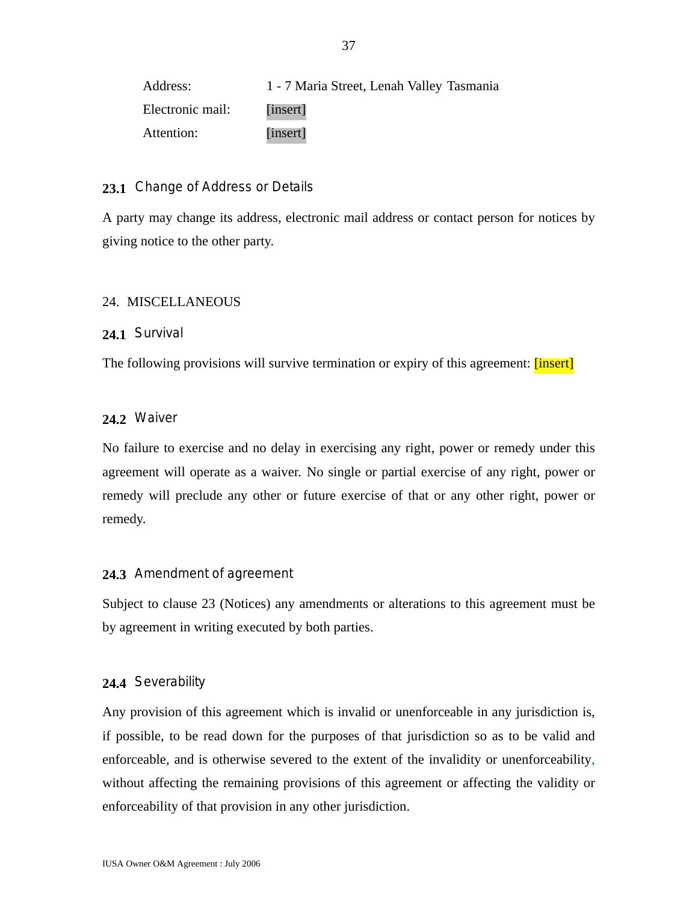Address: 1 - 7 Maria Street, Lenah Valley Tasmania

Electronic mail: [insert]

Attention: [insert]

### 23.1 Change of Address or Details

A party may change its address, electronic mail address or contact person for notices by giving notice to the other party.

## 24. MISCELLANEOUS

### 24.1 Survival

The following provisions will survive termination or expiry of this agreement: [insert]

### 24.2 Waiver

No failure to exercise and no delay in exercising any right, power or remedy under this agreement will operate as a waiver. No single or partial exercise of any right, power or remedy will preclude any other or future exercise of that or any other right, power or remedy.

### 24.3 Amendment of agreement

Subject to clause 23 (Notices) any amendments or alterations to this agreement must be by agreement in writing executed by both parties.

### 24.4 Severability

Any provision of this agreement which is invalid or unenforceable in any jurisdiction is, if possible, to be read down for the purposes of that jurisdiction so as to be valid and enforceable, and is otherwise severed to the extent of the invalidity or unenforceability, without affecting the remaining provisions of this agreement or affecting the validity or enforceability of that provision in any other jurisdiction.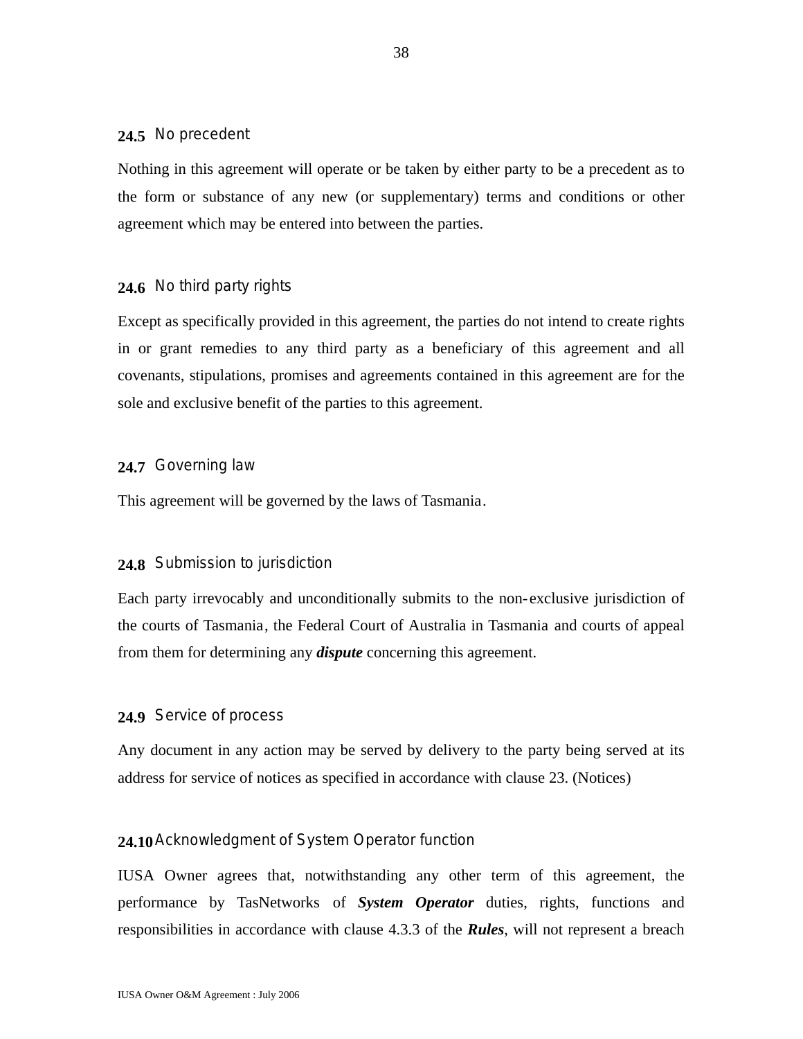### 24.5 No precedent

Nothing in this agreement will operate or be taken by either party to be a precedent as to the form or substance of any new (or supplementary) terms and conditions or other agreement which may be entered into between the parties.

### 24.6 No third party rights

Except as specifically provided in this agreement, the parties do not intend to create rights in or grant remedies to any third party as a beneficiary of this agreement and all covenants, stipulations, promises and agreements contained in this agreement are for the sole and exclusive benefit of the parties to this agreement.

### 24.7 Governing law

This agreement will be governed by the laws of Tasmania.

### 24.8 Submission to jurisdiction

Each party irrevocably and unconditionally submits to the non-exclusive jurisdiction of the courts of Tasmania, the Federal Court of Australia in Tasmania and courts of appeal from them for determining any ***dispute*** concerning this agreement.

### 24.9 Service of process

Any document in any action may be served by delivery to the party being served at its address for service of notices as specified in accordance with clause 23. (Notices)

### 24.10 Acknowledgment of System Operator function

IUSA Owner agrees that, notwithstanding any other term of this agreement, the performance by TasNetworks of ***System Operator*** duties, rights, functions and responsibilities in accordance with clause 4.3.3 of the ***Rules***, will not represent a breach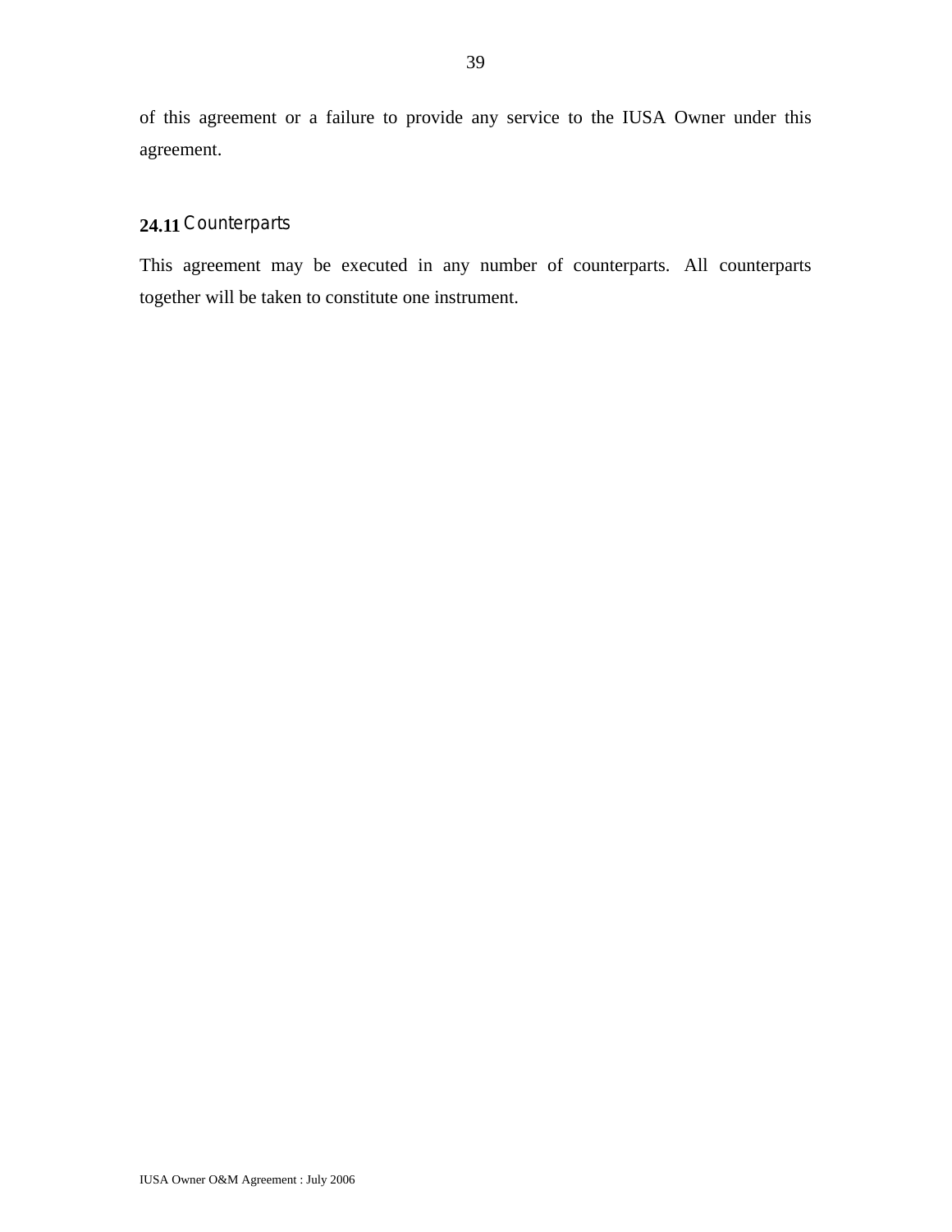of this agreement or a failure to provide any service to the IUSA Owner under this agreement.

### 24.11 Counterparts

This agreement may be executed in any number of counterparts. All counterparts together will be taken to constitute one instrument.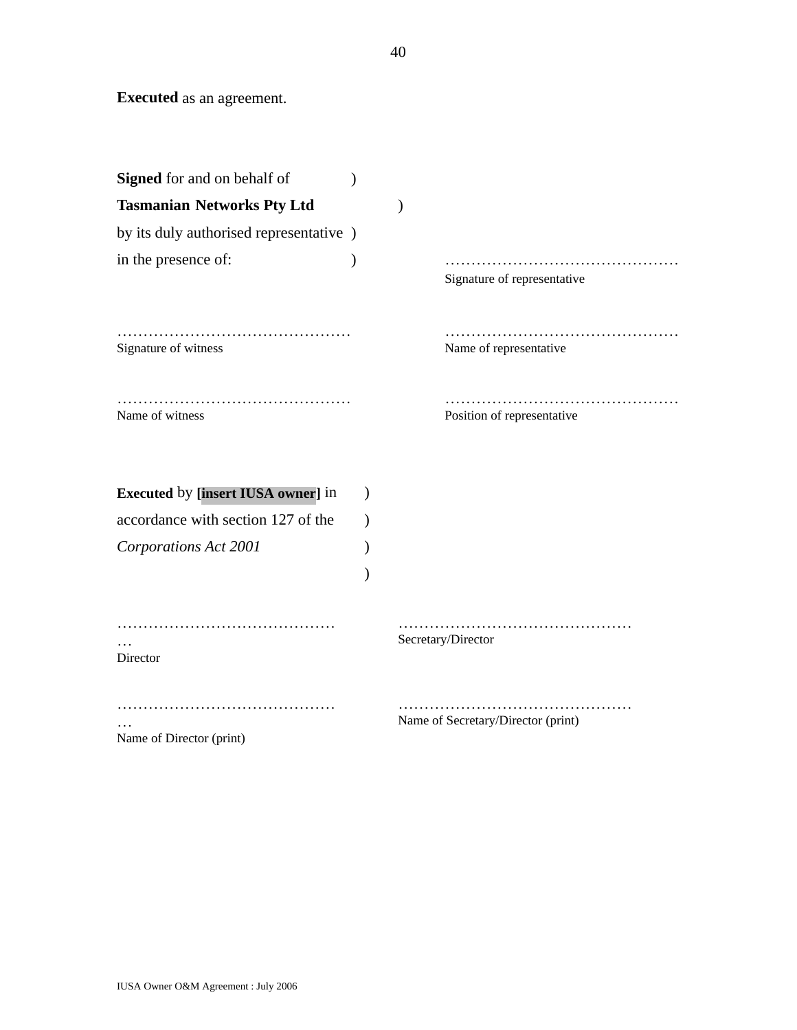**Executed** as an agreement.

**Signed** for and on behalf of )
**Tasmanian Networks Pty Ltd** )
by its duly authorised representative )
in the presence of: )

………………………………………
Signature of representative

………………………………………
Signature of witness

………………………………………
Name of representative

………………………………………
Name of witness

………………………………………
Position of representative

**Executed** by **[insert IUSA owner]** in )
accordance with section 127 of the )
*Corporations Act 2001* )
)

…………………………………………
Director

………………………………………
Secretary/Director

…………………………………………
Name of Director (print)

………………………………………
Name of Secretary/Director (print)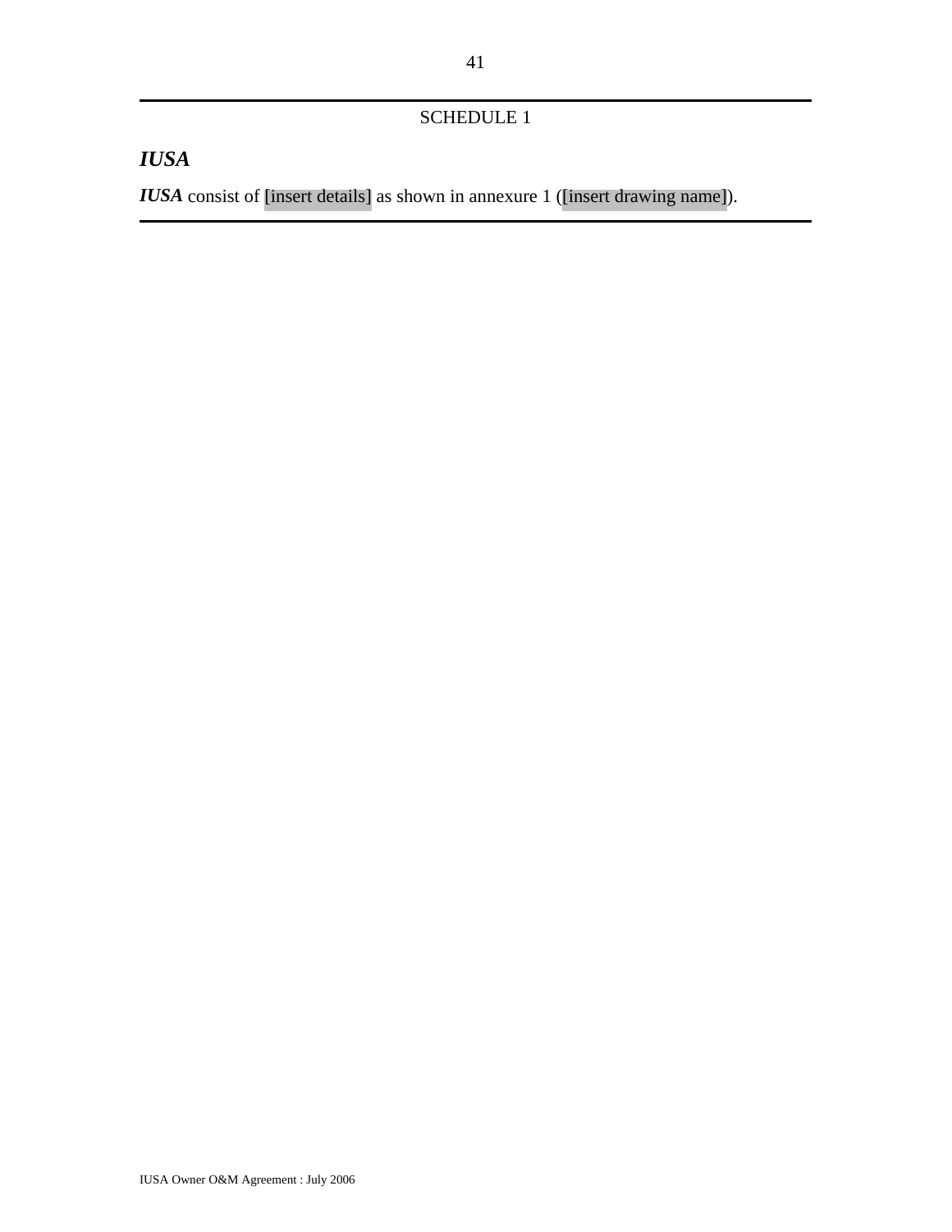SCHEDULE 1

## *IUSA*

***IUSA*** consist of [insert details] as shown in annexure 1 ([insert drawing name]).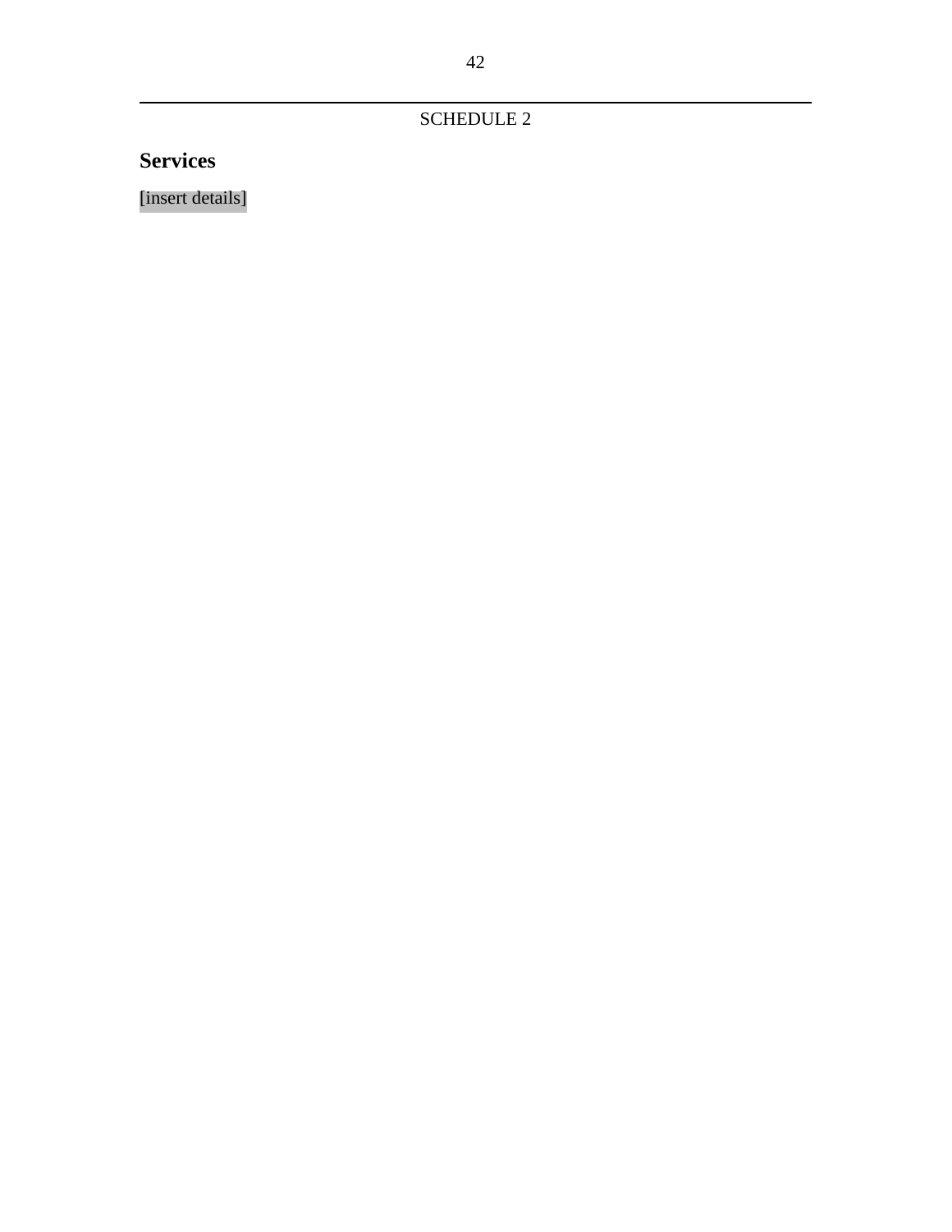SCHEDULE 2

## Services

[insert details]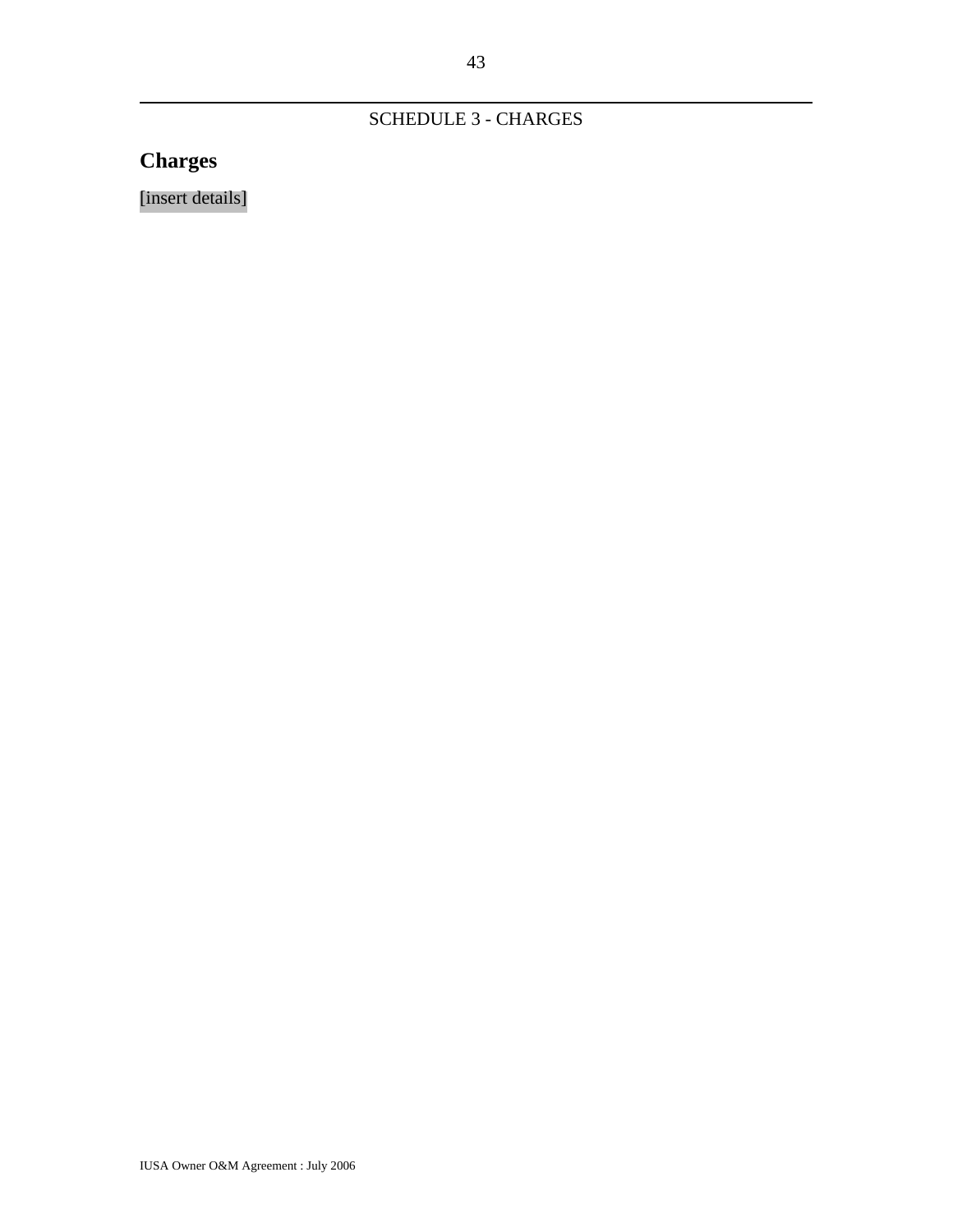SCHEDULE 3 - CHARGES

## Charges

[insert details]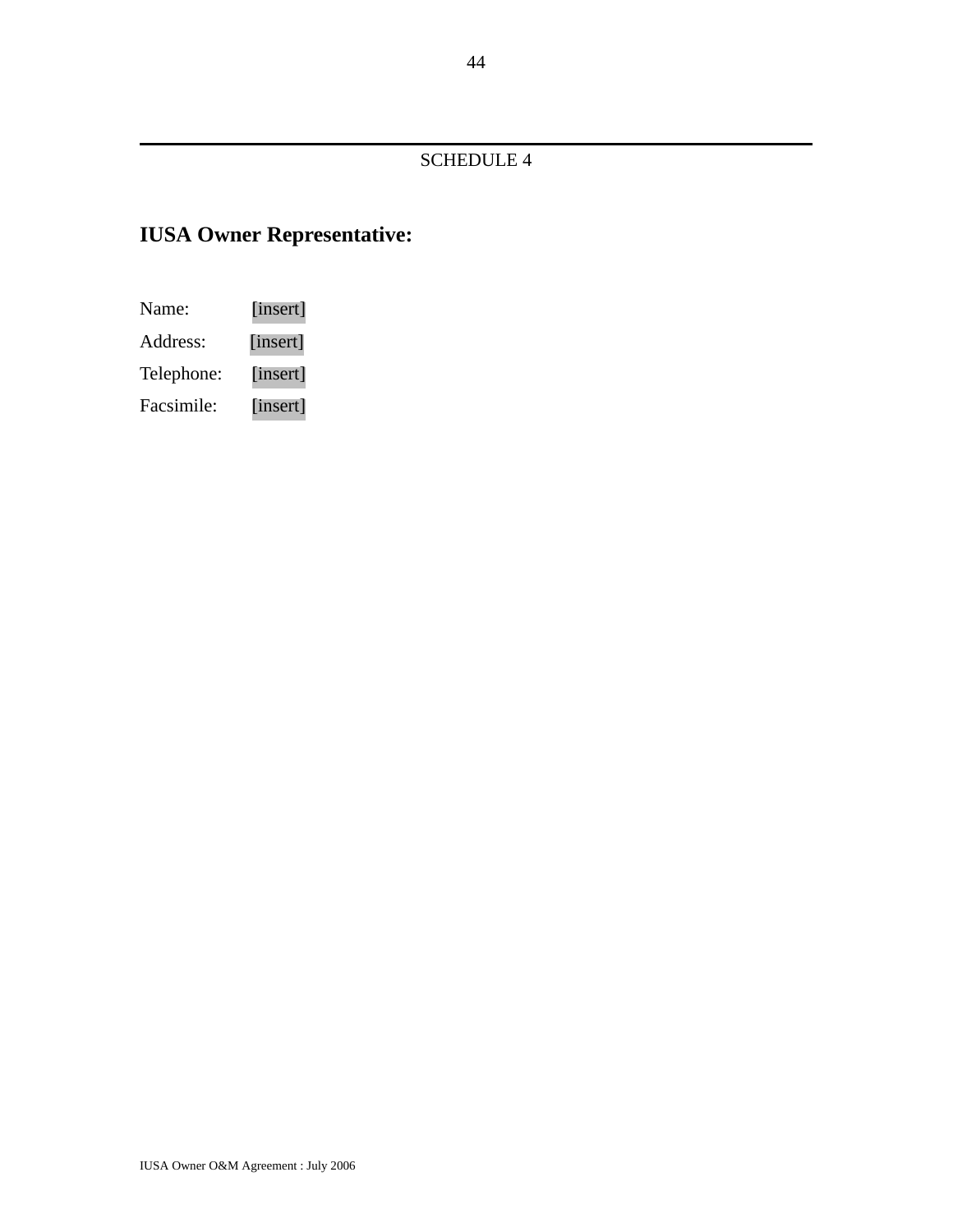SCHEDULE 4

## IUSA Owner Representative:

Name: [insert]

Address: [insert]

Telephone: [insert]

Facsimile: [insert]